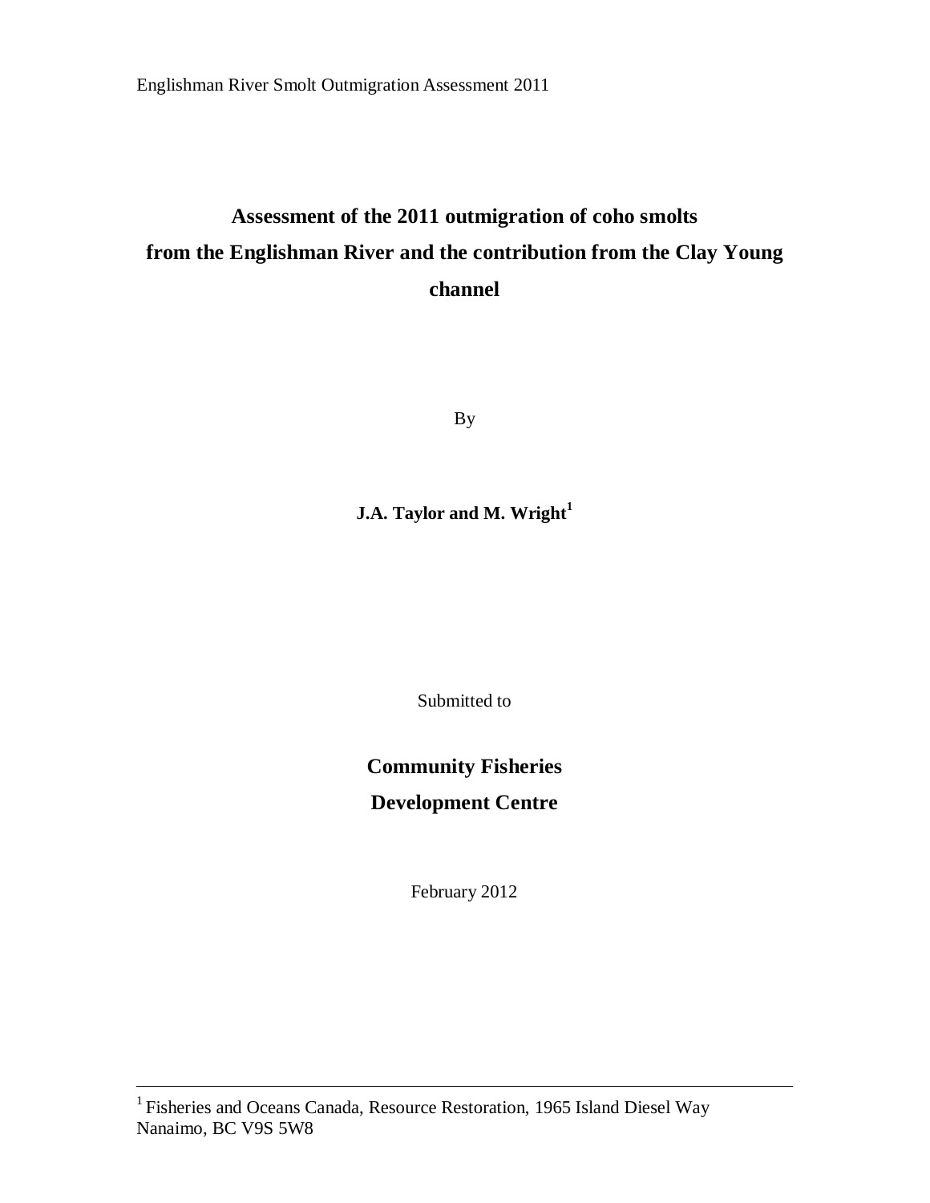# Assessment of the 2011 outmigration of coho smolts from the Englishman River and the contribution from the Clay Young channel

By

**J.A. Taylor and M. Wright[1]**

Submitted to

**Community Fisheries Development Centre**

February 2012

---

[1] Fisheries and Oceans Canada, Resource Restoration, 1965 Island Diesel Way Nanaimo, BC V9S 5W8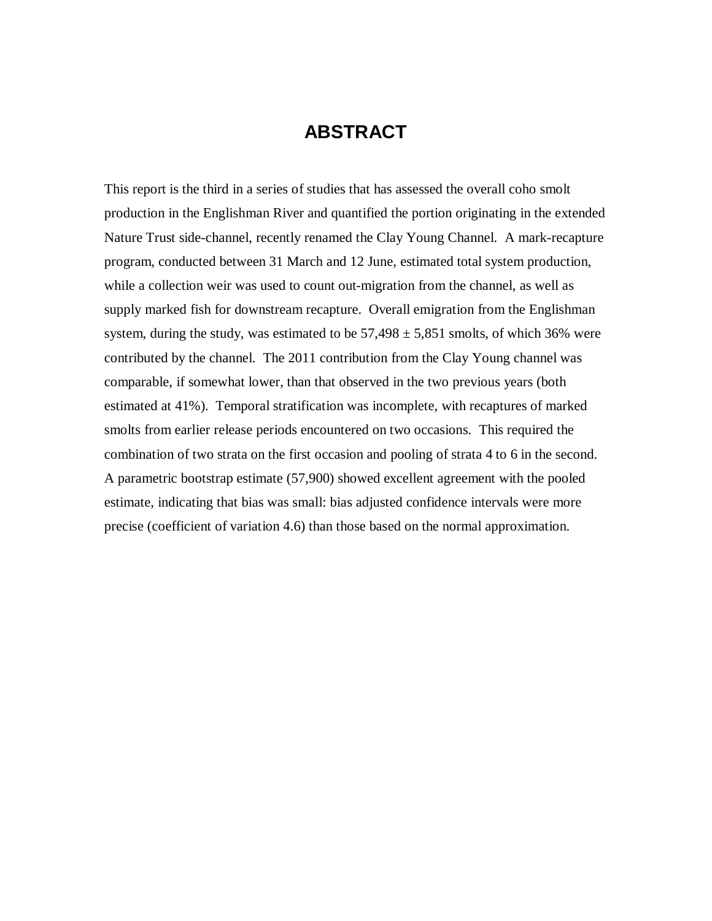# ABSTRACT

This report is the third in a series of studies that has assessed the overall coho smolt production in the Englishman River and quantified the portion originating in the extended Nature Trust side-channel, recently renamed the Clay Young Channel. A mark-recapture program, conducted between 31 March and 12 June, estimated total system production, while a collection weir was used to count out-migration from the channel, as well as supply marked fish for downstream recapture. Overall emigration from the Englishman system, during the study, was estimated to be 57,498 ± 5,851 smolts, of which 36% were contributed by the channel. The 2011 contribution from the Clay Young channel was comparable, if somewhat lower, than that observed in the two previous years (both estimated at 41%). Temporal stratification was incomplete, with recaptures of marked smolts from earlier release periods encountered on two occasions. This required the combination of two strata on the first occasion and pooling of strata 4 to 6 in the second. A parametric bootstrap estimate (57,900) showed excellent agreement with the pooled estimate, indicating that bias was small: bias adjusted confidence intervals were more precise (coefficient of variation 4.6) than those based on the normal approximation.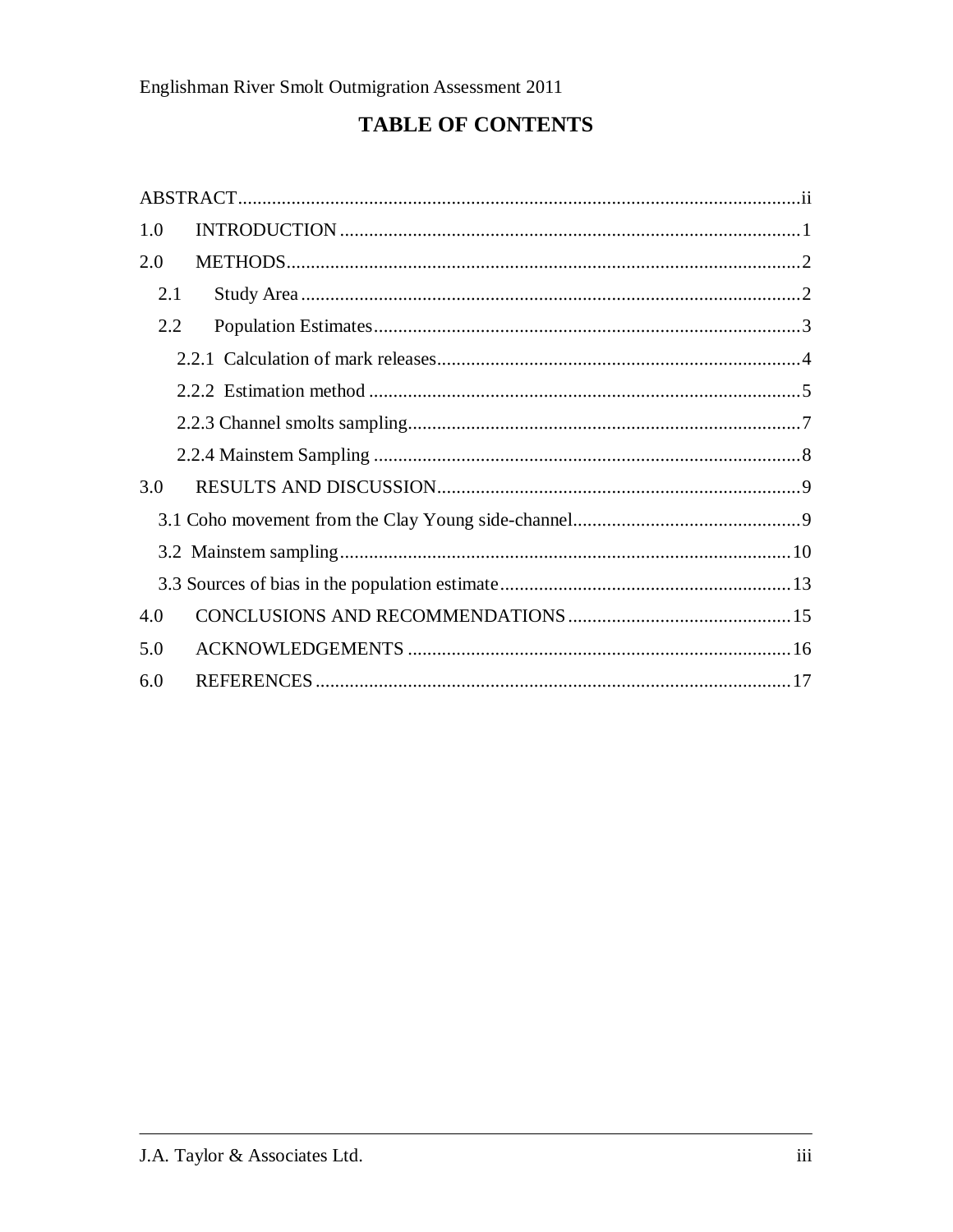# TABLE OF CONTENTS

ABSTRACT....................................................................................................................ii

1.0 INTRODUCTION ...............................................................................................1

2.0 METHODS..........................................................................................................2

- 2.1 Study Area .......................................................................................................2
- 2.2 Population Estimates........................................................................................3
  - 2.2.1 Calculation of mark releases...........................................................................4
  - 2.2.2 Estimation method .........................................................................................5
  - 2.2.3 Channel smolts sampling.................................................................................7
  - 2.2.4 Mainstem Sampling ........................................................................................8

3.0 RESULTS AND DISCUSSION...........................................................................9

- 3.1 Coho movement from the Clay Young side-channel...............................................9
- 3.2 Mainstem sampling.............................................................................................10
- 3.3 Sources of bias in the population estimate...........................................................13

4.0 CONCLUSIONS AND RECOMMENDATIONS ..............................................15

5.0 ACKNOWLEDGEMENTS ...............................................................................16

6.0 REFERENCES ..................................................................................................17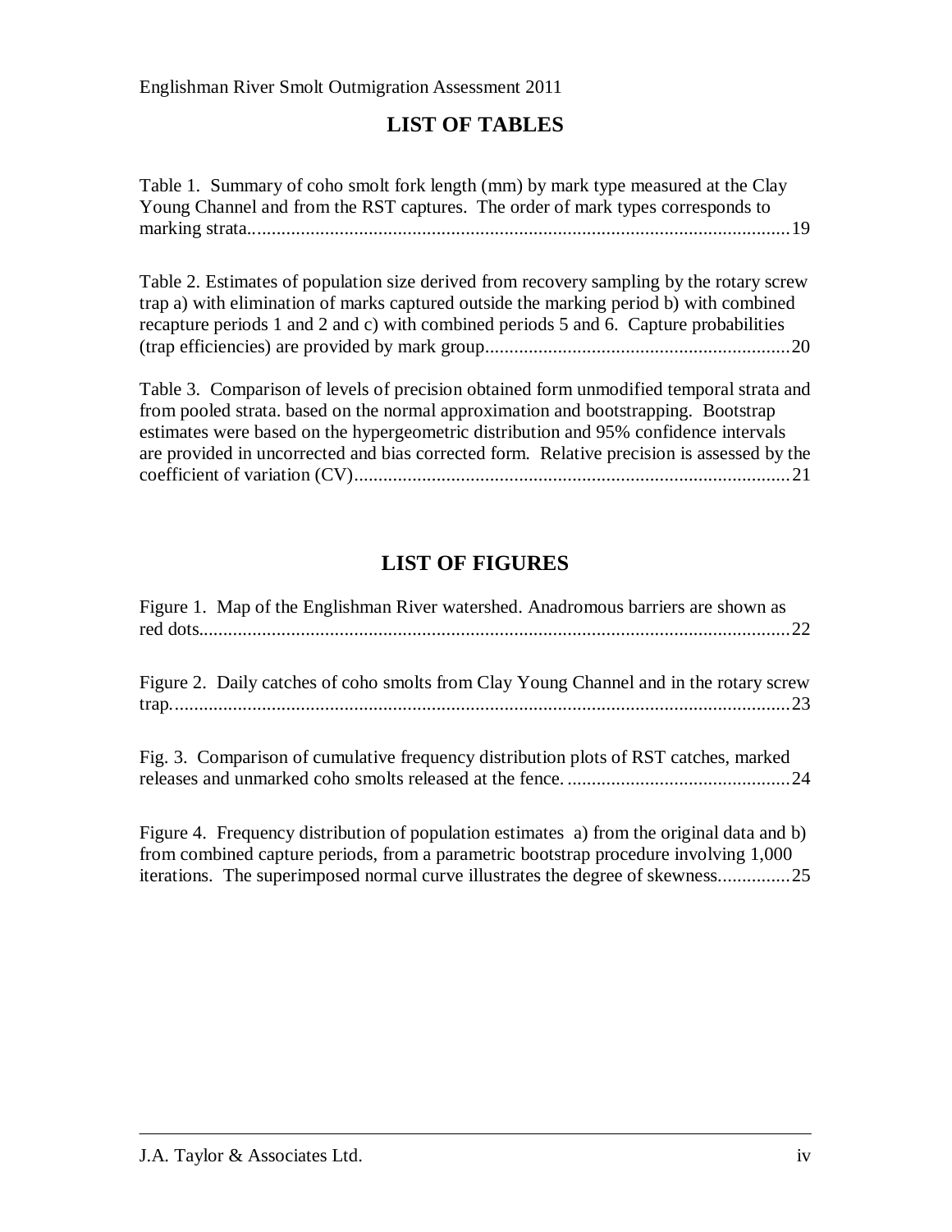## LIST OF TABLES

Table 1. Summary of coho smolt fork length (mm) by mark type measured at the Clay Young Channel and from the RST captures. The order of mark types corresponds to marking strata................................................................................................................19

Table 2. Estimates of population size derived from recovery sampling by the rotary screw trap a) with elimination of marks captured outside the marking period b) with combined recapture periods 1 and 2 and c) with combined periods 5 and 6. Capture probabilities (trap efficiencies) are provided by mark group...............................................................20

Table 3. Comparison of levels of precision obtained form unmodified temporal strata and from pooled strata. based on the normal approximation and bootstrapping. Bootstrap estimates were based on the hypergeometric distribution and 95% confidence intervals are provided in uncorrected and bias corrected form. Relative precision is assessed by the coefficient of variation (CV)...........................................................................................21

## LIST OF FIGURES

Figure 1. Map of the Englishman River watershed. Anadromous barriers are shown as red dots...........................................................................................................................22

Figure 2. Daily catches of coho smolts from Clay Young Channel and in the rotary screw trap..................................................................................................................................23

Fig. 3. Comparison of cumulative frequency distribution plots of RST catches, marked releases and unmarked coho smolts released at the fence. ..............................................24

Figure 4. Frequency distribution of population estimates a) from the original data and b) from combined capture periods, from a parametric bootstrap procedure involving 1,000 iterations. The superimposed normal curve illustrates the degree of skewness...............25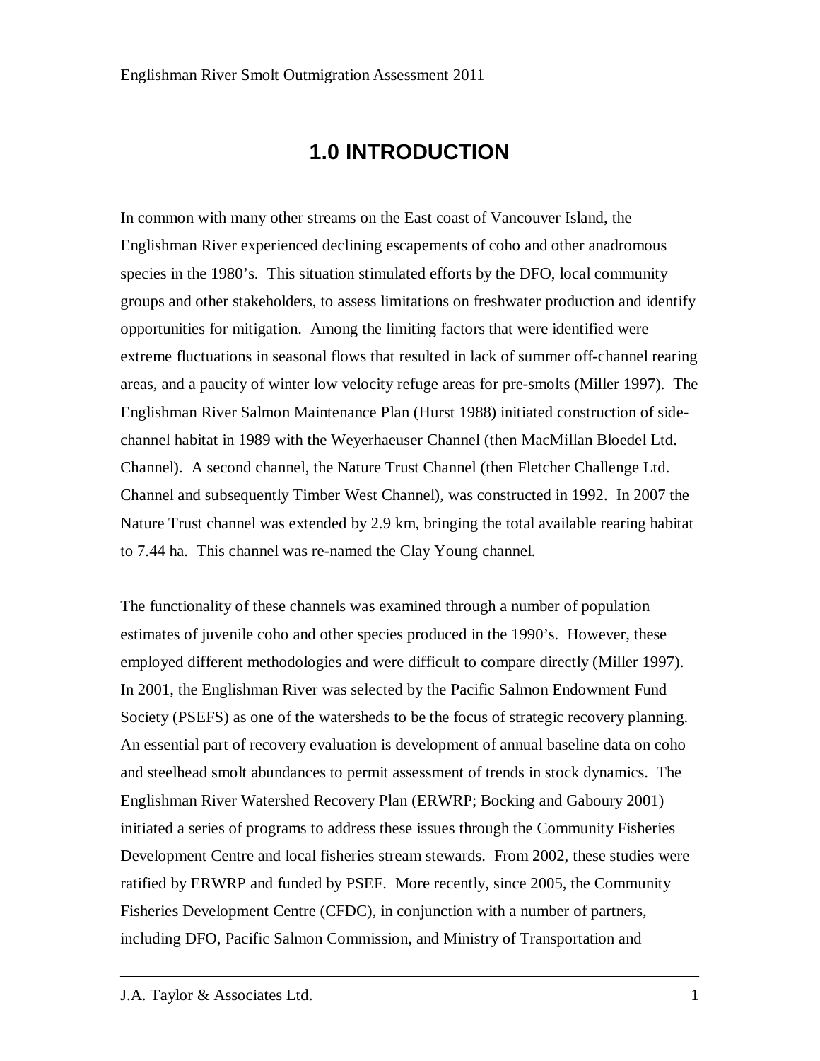# 1.0 INTRODUCTION

In common with many other streams on the East coast of Vancouver Island, the Englishman River experienced declining escapements of coho and other anadromous species in the 1980's. This situation stimulated efforts by the DFO, local community groups and other stakeholders, to assess limitations on freshwater production and identify opportunities for mitigation. Among the limiting factors that were identified were extreme fluctuations in seasonal flows that resulted in lack of summer off-channel rearing areas, and a paucity of winter low velocity refuge areas for pre-smolts (Miller 1997). The Englishman River Salmon Maintenance Plan (Hurst 1988) initiated construction of side-channel habitat in 1989 with the Weyerhaeuser Channel (then MacMillan Bloedel Ltd. Channel). A second channel, the Nature Trust Channel (then Fletcher Challenge Ltd. Channel and subsequently Timber West Channel), was constructed in 1992. In 2007 the Nature Trust channel was extended by 2.9 km, bringing the total available rearing habitat to 7.44 ha. This channel was re-named the Clay Young channel.

The functionality of these channels was examined through a number of population estimates of juvenile coho and other species produced in the 1990's. However, these employed different methodologies and were difficult to compare directly (Miller 1997). In 2001, the Englishman River was selected by the Pacific Salmon Endowment Fund Society (PSEFS) as one of the watersheds to be the focus of strategic recovery planning. An essential part of recovery evaluation is development of annual baseline data on coho and steelhead smolt abundances to permit assessment of trends in stock dynamics. The Englishman River Watershed Recovery Plan (ERWRP; Bocking and Gaboury 2001) initiated a series of programs to address these issues through the Community Fisheries Development Centre and local fisheries stream stewards. From 2002, these studies were ratified by ERWRP and funded by PSEF. More recently, since 2005, the Community Fisheries Development Centre (CFDC), in conjunction with a number of partners, including DFO, Pacific Salmon Commission, and Ministry of Transportation and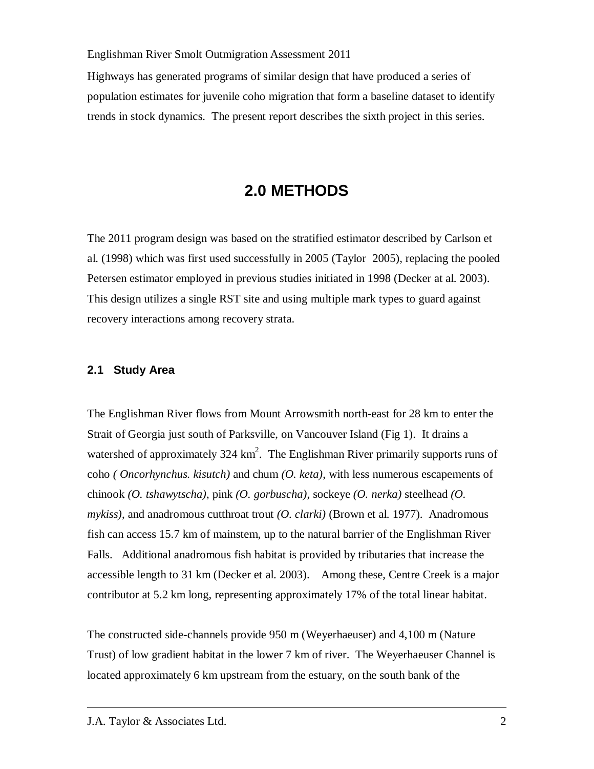Highways has generated programs of similar design that have produced a series of population estimates for juvenile coho migration that form a baseline dataset to identify trends in stock dynamics. The present report describes the sixth project in this series.

# 2.0 METHODS

The 2011 program design was based on the stratified estimator described by Carlson et al. (1998) which was first used successfully in 2005 (Taylor 2005), replacing the pooled Petersen estimator employed in previous studies initiated in 1998 (Decker at al. 2003). This design utilizes a single RST site and using multiple mark types to guard against recovery interactions among recovery strata.

## 2.1 Study Area

The Englishman River flows from Mount Arrowsmith north-east for 28 km to enter the Strait of Georgia just south of Parksville, on Vancouver Island (Fig 1). It drains a watershed of approximately 324 $km^2$. The Englishman River primarily supports runs of coho *( Oncorhynchus. kisutch)* and chum *(O. keta)*, with less numerous escapements of chinook *(O. tshawytscha)*, pink *(O. gorbuscha)*, sockeye *(O. nerka)* steelhead *(O. mykiss)*, and anadromous cutthroat trout *(O. clarki)* (Brown et al. 1977). Anadromous fish can access 15.7 km of mainstem, up to the natural barrier of the Englishman River Falls. Additional anadromous fish habitat is provided by tributaries that increase the accessible length to 31 km (Decker et al. 2003). Among these, Centre Creek is a major contributor at 5.2 km long, representing approximately 17% of the total linear habitat.

The constructed side-channels provide 950 m (Weyerhaeuser) and 4,100 m (Nature Trust) of low gradient habitat in the lower 7 km of river. The Weyerhaeuser Channel is located approximately 6 km upstream from the estuary, on the south bank of the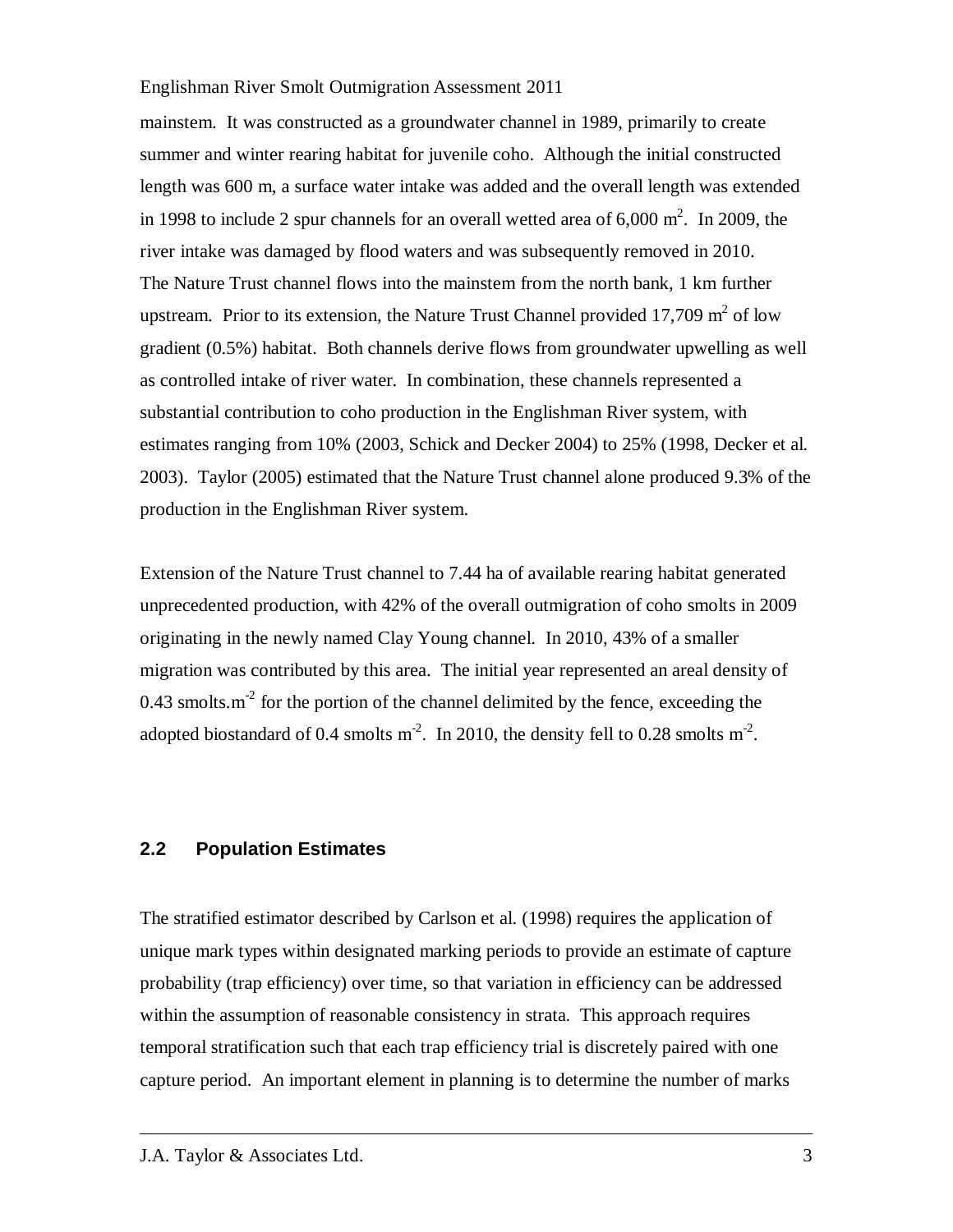mainstem. It was constructed as a groundwater channel in 1989, primarily to create summer and winter rearing habitat for juvenile coho. Although the initial constructed length was 600 m, a surface water intake was added and the overall length was extended in 1998 to include 2 spur channels for an overall wetted area of 6,000 $m^2$. In 2009, the river intake was damaged by flood waters and was subsequently removed in 2010.
The Nature Trust channel flows into the mainstem from the north bank, 1 km further upstream. Prior to its extension, the Nature Trust Channel provided 17,709 $m^2$ of low gradient (0.5%) habitat. Both channels derive flows from groundwater upwelling as well as controlled intake of river water. In combination, these channels represented a substantial contribution to coho production in the Englishman River system, with estimates ranging from 10% (2003, Schick and Decker 2004) to 25% (1998, Decker et al. 2003). Taylor (2005) estimated that the Nature Trust channel alone produced 9.3% of the production in the Englishman River system.

Extension of the Nature Trust channel to 7.44 ha of available rearing habitat generated unprecedented production, with 42% of the overall outmigration of coho smolts in 2009 originating in the newly named Clay Young channel. In 2010, 43% of a smaller migration was contributed by this area. The initial year represented an areal density of 0.43 smolts.$m^{-2}$ for the portion of the channel delimited by the fence, exceeding the adopted biostandard of 0.4 smolts $m^{-2}$. In 2010, the density fell to 0.28 smolts $m^{-2}$.

## 2.2 Population Estimates

The stratified estimator described by Carlson et al. (1998) requires the application of unique mark types within designated marking periods to provide an estimate of capture probability (trap efficiency) over time, so that variation in efficiency can be addressed within the assumption of reasonable consistency in strata. This approach requires temporal stratification such that each trap efficiency trial is discretely paired with one capture period. An important element in planning is to determine the number of marks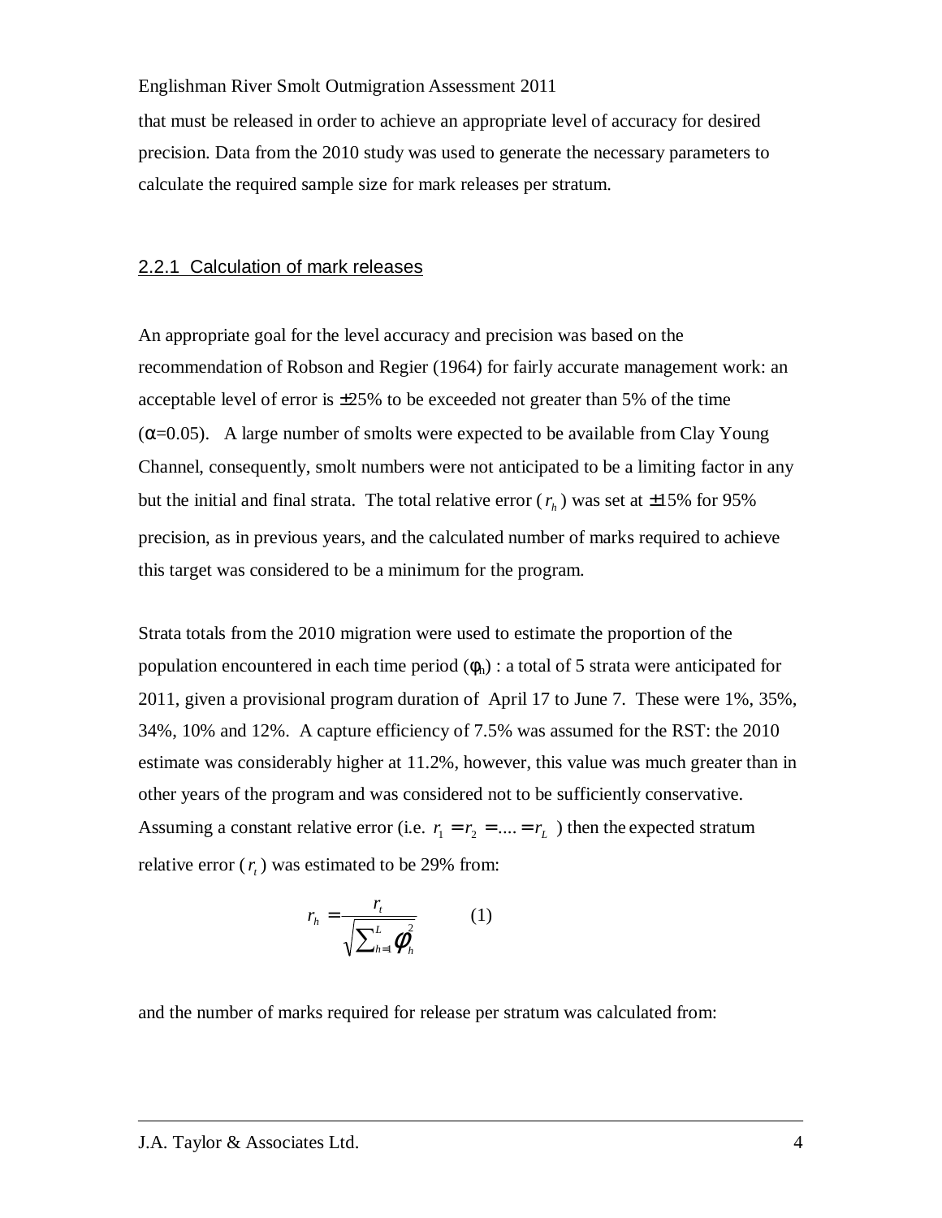that must be released in order to achieve an appropriate level of accuracy for desired precision. Data from the 2010 study was used to generate the necessary parameters to calculate the required sample size for mark releases per stratum.

### 2.2.1 Calculation of mark releases

An appropriate goal for the level accuracy and precision was based on the recommendation of Robson and Regier (1964) for fairly accurate management work: an acceptable level of error is ±25% to be exceeded not greater than 5% of the time ($\alpha$=0.05). A large number of smolts were expected to be available from Clay Young Channel, consequently, smolt numbers were not anticipated to be a limiting factor in any but the initial and final strata. The total relative error ($r_h$) was set at ±15% for 95% precision, as in previous years, and the calculated number of marks required to achieve this target was considered to be a minimum for the program.

Strata totals from the 2010 migration were used to estimate the proportion of the population encountered in each time period ($\phi_h$) : a total of 5 strata were anticipated for 2011, given a provisional program duration of April 17 to June 7. These were 1%, 35%, 34%, 10% and 12%. A capture efficiency of 7.5% was assumed for the RST: the 2010 estimate was considerably higher at 11.2%, however, this value was much greater than in other years of the program and was considered not to be sufficiently conservative. Assuming a constant relative error (i.e. $r_1 = r_2 = .... = r_L$ ) then the expected stratum relative error ($r_t$) was estimated to be 29% from:

$$r_h = \frac{r_t}{\sqrt{\sum_{h=1}^{L} \phi_h^2}} \qquad (1)$$

and the number of marks required for release per stratum was calculated from: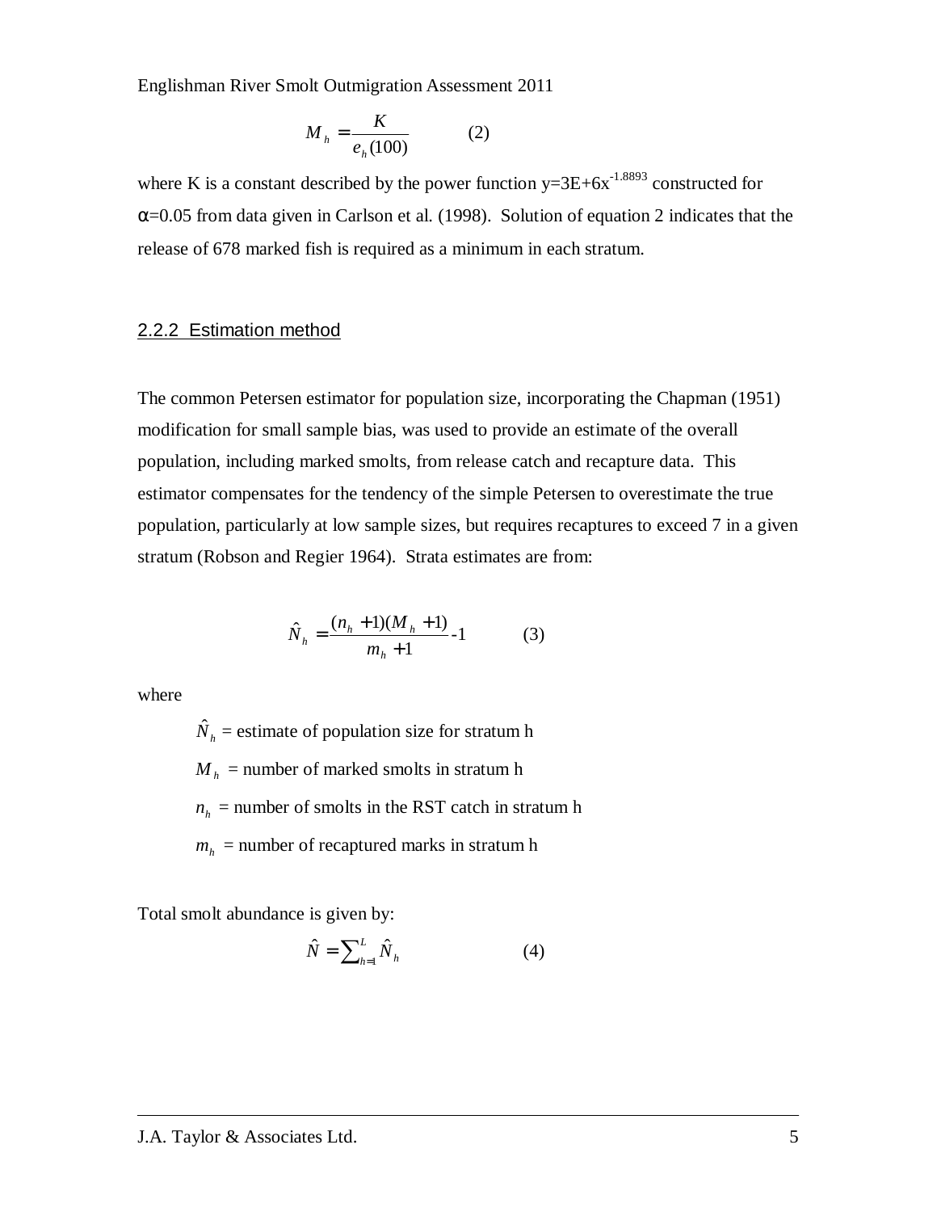$$M_h = \frac{K}{e_h(100)} \qquad (2)$$

where K is a constant described by the power function $y=3E+6x^{-1.8893}$ constructed for $\alpha=0.05$ from data given in Carlson et al. (1998). Solution of equation 2 indicates that the release of 678 marked fish is required as a minimum in each stratum.

### 2.2.2 Estimation method

The common Petersen estimator for population size, incorporating the Chapman (1951) modification for small sample bias, was used to provide an estimate of the overall population, including marked smolts, from release catch and recapture data. This estimator compensates for the tendency of the simple Petersen to overestimate the true population, particularly at low sample sizes, but requires recaptures to exceed 7 in a given stratum (Robson and Regier 1964). Strata estimates are from:

$$\hat{N}_h = \frac{(n_h + 1)(M_h + 1)}{m_h + 1} - 1 \qquad (3)$$

where

- $\hat{N}_h$ = estimate of population size for stratum h
- $M_h$ = number of marked smolts in stratum h
- $n_h$ = number of smolts in the RST catch in stratum h
- $m_h$ = number of recaptured marks in stratum h

Total smolt abundance is given by:

$$\hat{N} = \sum_{h=1}^{L} \hat{N}_h \qquad (4)$$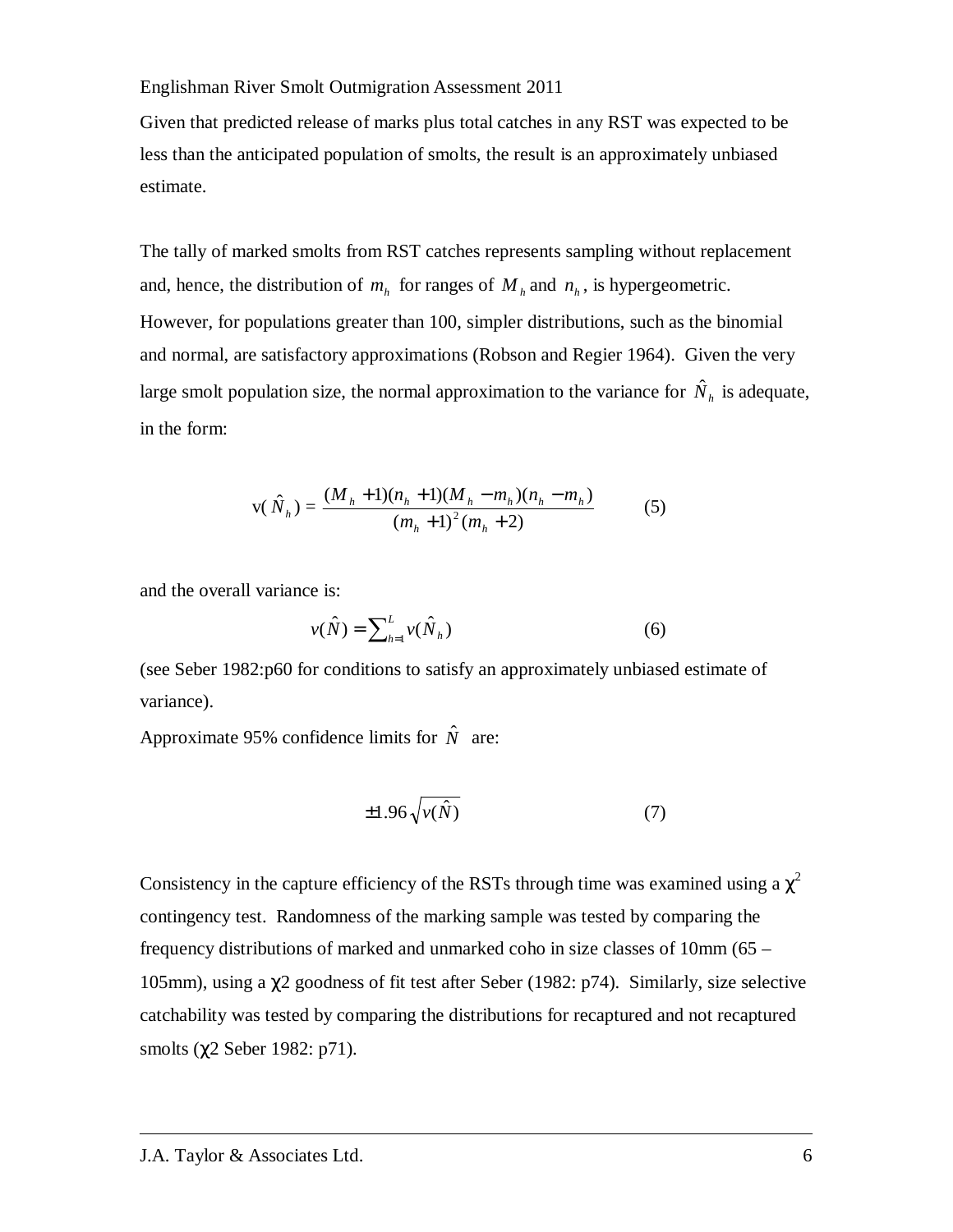Given that predicted release of marks plus total catches in any RST was expected to be less than the anticipated population of smolts, the result is an approximately unbiased estimate.

The tally of marked smolts from RST catches represents sampling without replacement and, hence, the distribution of $m_h$ for ranges of $M_h$ and $n_h$, is hypergeometric. However, for populations greater than 100, simpler distributions, such as the binomial and normal, are satisfactory approximations (Robson and Regier 1964). Given the very large smolt population size, the normal approximation to the variance for $\hat{N}_h$ is adequate, in the form:

$$\mathrm{v}(\hat{N}_h) = \frac{(M_h + 1)(n_h + 1)(M_h - m_h)(n_h - m_h)}{(m_h + 1)^2 (m_h + 2)} \qquad (5)$$

and the overall variance is:

$$v(\hat{N}) = \sum_{h=1}^{L} v(\hat{N}_h) \qquad (6)$$

(see Seber 1982:p60 for conditions to satisfy an approximately unbiased estimate of variance).

Approximate 95% confidence limits for $\hat{N}$ are:

$$\pm 1.96 \sqrt{v(\hat{N})} \qquad (7)$$

Consistency in the capture efficiency of the RSTs through time was examined using a $\chi^2$ contingency test. Randomness of the marking sample was tested by comparing the frequency distributions of marked and unmarked coho in size classes of 10mm (65 – 105mm), using a $\chi 2$ goodness of fit test after Seber (1982: p74). Similarly, size selective catchability was tested by comparing the distributions for recaptured and not recaptured smolts ($\chi 2$ Seber 1982: p71).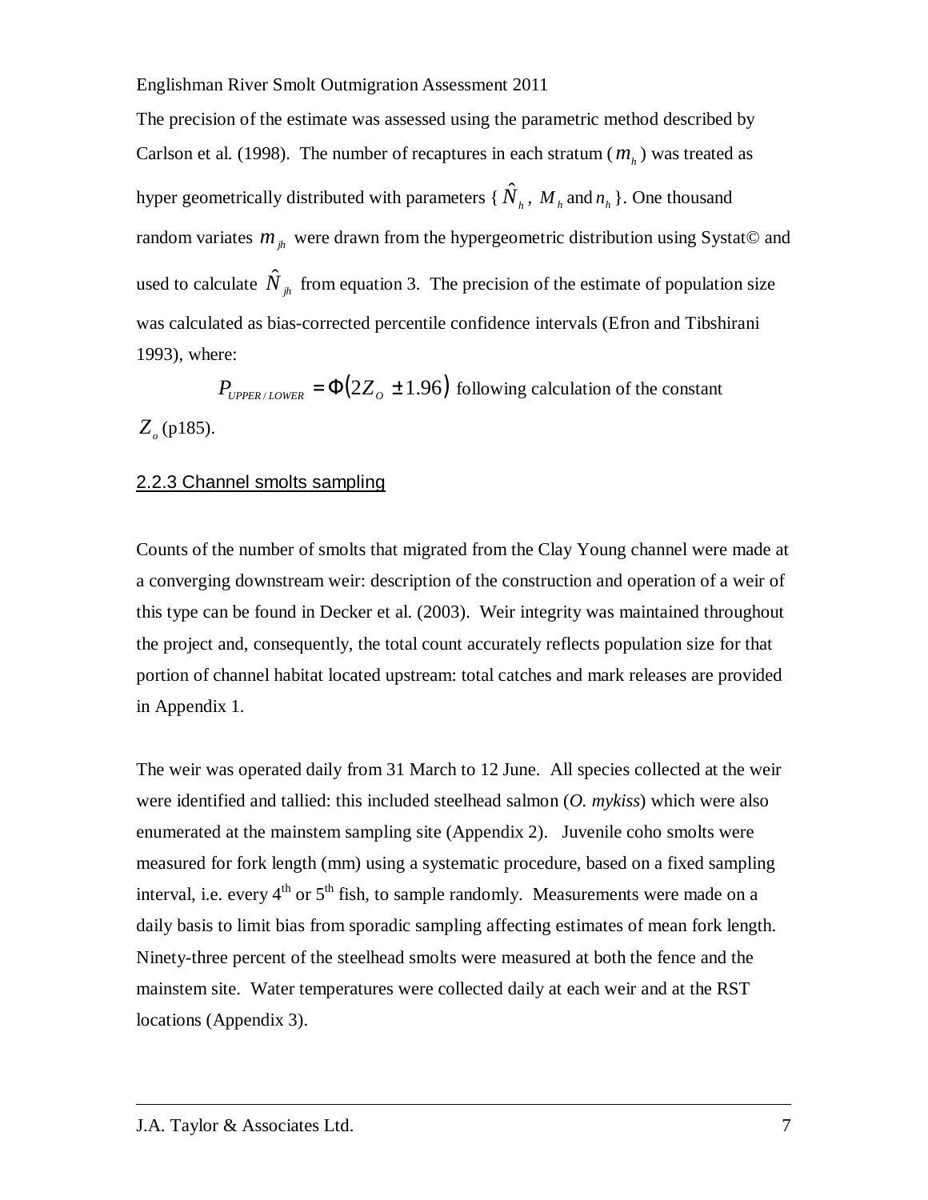The precision of the estimate was assessed using the parametric method described by Carlson et al. (1998). The number of recaptures in each stratum ($m_h$) was treated as hyper geometrically distributed with parameters { $\hat{N}_h$, $M_h$ and $n_h$ }. One thousand random variates $m_{jh}$ were drawn from the hypergeometric distribution using Systat© and used to calculate $\hat{N}_{jh}$ from equation 3. The precision of the estimate of population size was calculated as bias-corrected percentile confidence intervals (Efron and Tibshirani 1993), where:

$P_{UPPER/LOWER} = \Phi(2Z_O \pm 1.96)$ following calculation of the constant $Z_o$ (p185).

### 2.2.3 Channel smolts sampling

Counts of the number of smolts that migrated from the Clay Young channel were made at a converging downstream weir: description of the construction and operation of a weir of this type can be found in Decker et al. (2003). Weir integrity was maintained throughout the project and, consequently, the total count accurately reflects population size for that portion of channel habitat located upstream: total catches and mark releases are provided in Appendix 1.

The weir was operated daily from 31 March to 12 June. All species collected at the weir were identified and tallied: this included steelhead salmon (*O. mykiss*) which were also enumerated at the mainstem sampling site (Appendix 2). Juvenile coho smolts were measured for fork length (mm) using a systematic procedure, based on a fixed sampling interval, i.e. every 4th or 5th fish, to sample randomly. Measurements were made on a daily basis to limit bias from sporadic sampling affecting estimates of mean fork length. Ninety-three percent of the steelhead smolts were measured at both the fence and the mainstem site. Water temperatures were collected daily at each weir and at the RST locations (Appendix 3).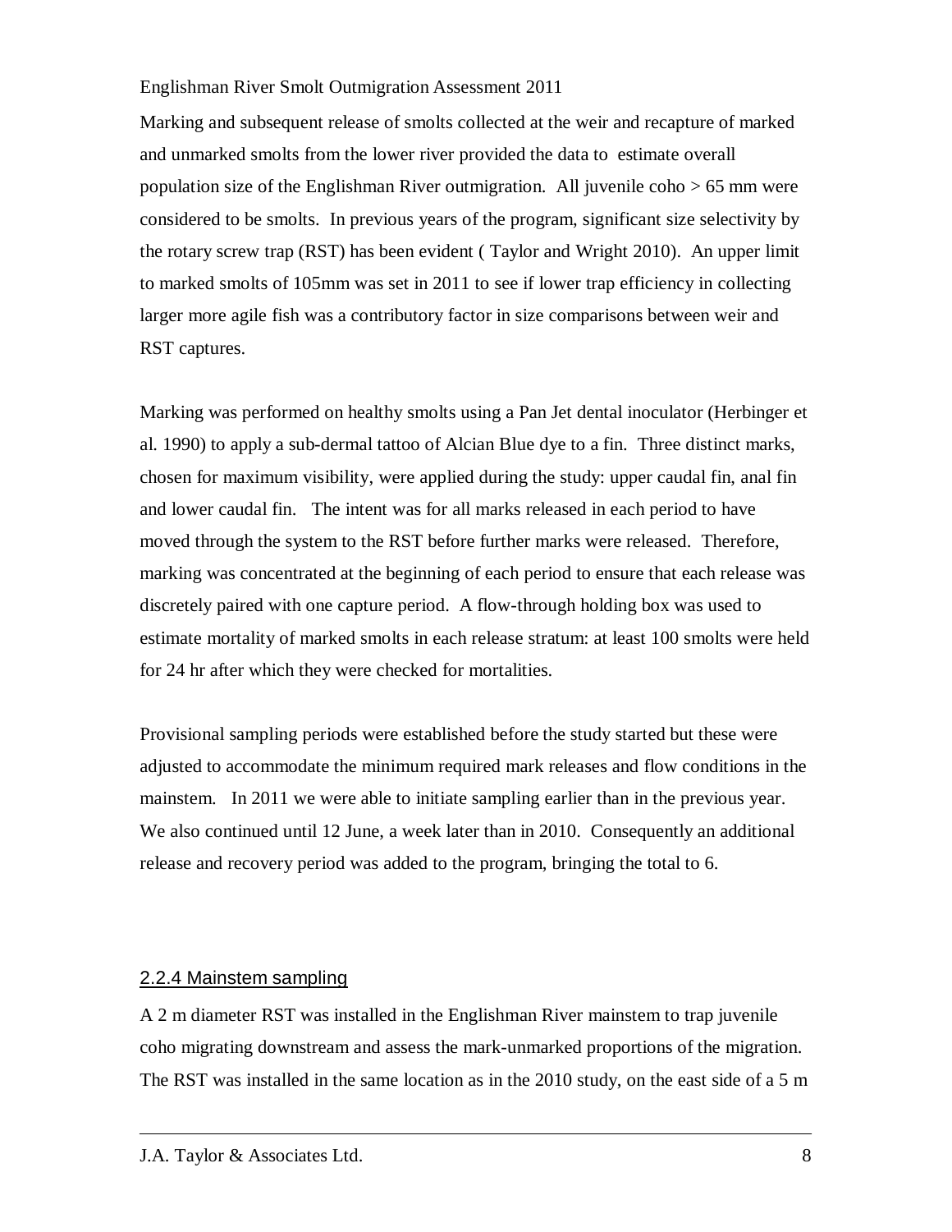Marking and subsequent release of smolts collected at the weir and recapture of marked and unmarked smolts from the lower river provided the data to estimate overall population size of the Englishman River outmigration. All juvenile coho > 65 mm were considered to be smolts. In previous years of the program, significant size selectivity by the rotary screw trap (RST) has been evident ( Taylor and Wright 2010). An upper limit to marked smolts of 105mm was set in 2011 to see if lower trap efficiency in collecting larger more agile fish was a contributory factor in size comparisons between weir and RST captures.

Marking was performed on healthy smolts using a Pan Jet dental inoculator (Herbinger et al. 1990) to apply a sub-dermal tattoo of Alcian Blue dye to a fin. Three distinct marks, chosen for maximum visibility, were applied during the study: upper caudal fin, anal fin and lower caudal fin. The intent was for all marks released in each period to have moved through the system to the RST before further marks were released. Therefore, marking was concentrated at the beginning of each period to ensure that each release was discretely paired with one capture period. A flow-through holding box was used to estimate mortality of marked smolts in each release stratum: at least 100 smolts were held for 24 hr after which they were checked for mortalities.

Provisional sampling periods were established before the study started but these were adjusted to accommodate the minimum required mark releases and flow conditions in the mainstem. In 2011 we were able to initiate sampling earlier than in the previous year. We also continued until 12 June, a week later than in 2010. Consequently an additional release and recovery period was added to the program, bringing the total to 6.

#### 2.2.4 Mainstem sampling

A 2 m diameter RST was installed in the Englishman River mainstem to trap juvenile coho migrating downstream and assess the mark-unmarked proportions of the migration. The RST was installed in the same location as in the 2010 study, on the east side of a 5 m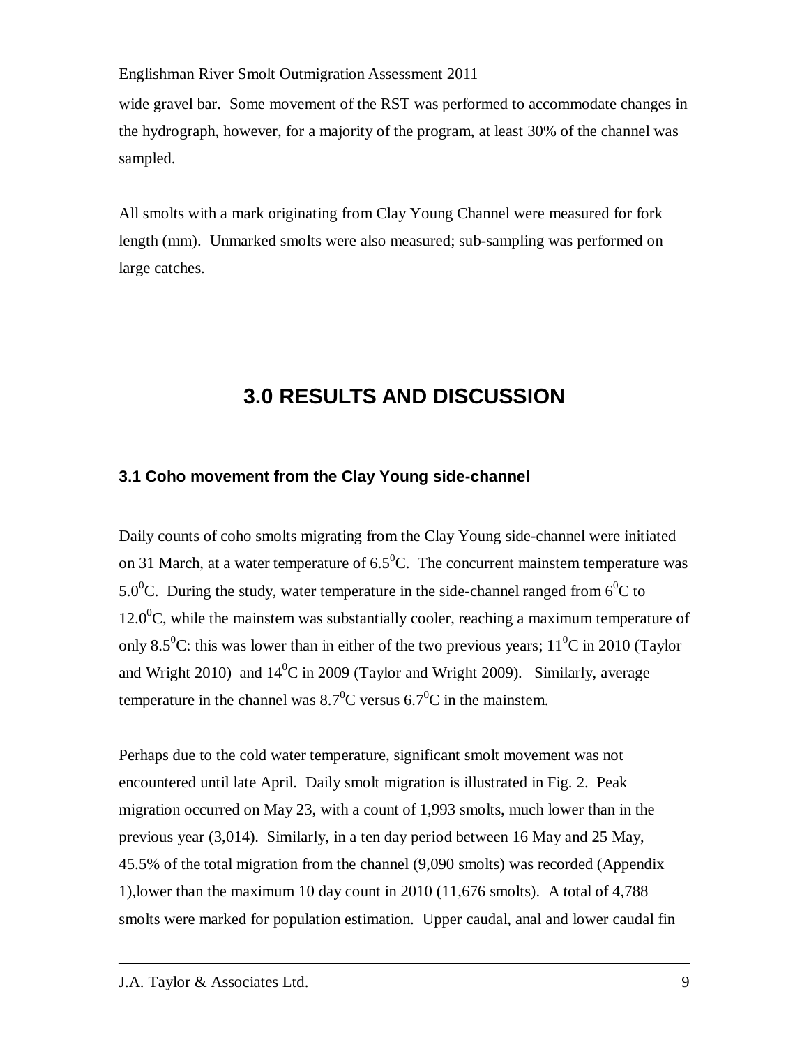wide gravel bar. Some movement of the RST was performed to accommodate changes in the hydrograph, however, for a majority of the program, at least 30% of the channel was sampled.

All smolts with a mark originating from Clay Young Channel were measured for fork length (mm). Unmarked smolts were also measured; sub-sampling was performed on large catches.

# 3.0 RESULTS AND DISCUSSION

## 3.1 Coho movement from the Clay Young side-channel

Daily counts of coho smolts migrating from the Clay Young side-channel were initiated on 31 March, at a water temperature of $6.5^0$C. The concurrent mainstem temperature was $5.0^0$C. During the study, water temperature in the side-channel ranged from $6^0$C to $12.0^0$C, while the mainstem was substantially cooler, reaching a maximum temperature of only $8.5^0$C: this was lower than in either of the two previous years; $11^0$C in 2010 (Taylor and Wright 2010) and $14^0$C in 2009 (Taylor and Wright 2009). Similarly, average temperature in the channel was $8.7^0$C versus $6.7^0$C in the mainstem.

Perhaps due to the cold water temperature, significant smolt movement was not encountered until late April. Daily smolt migration is illustrated in Fig. 2. Peak migration occurred on May 23, with a count of 1,993 smolts, much lower than in the previous year (3,014). Similarly, in a ten day period between 16 May and 25 May, 45.5% of the total migration from the channel (9,090 smolts) was recorded (Appendix 1),lower than the maximum 10 day count in 2010 (11,676 smolts). A total of 4,788 smolts were marked for population estimation. Upper caudal, anal and lower caudal fin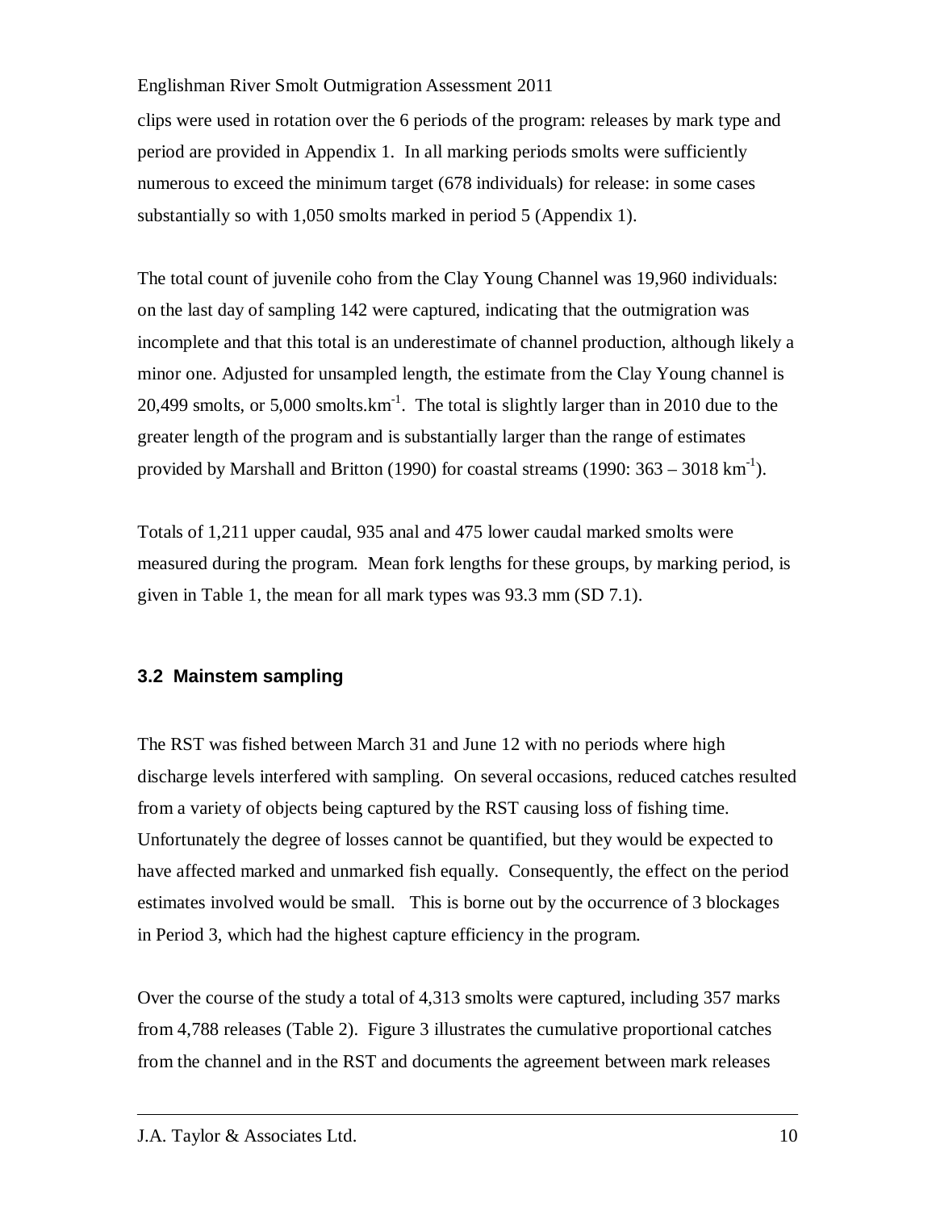clips were used in rotation over the 6 periods of the program: releases by mark type and period are provided in Appendix 1. In all marking periods smolts were sufficiently numerous to exceed the minimum target (678 individuals) for release: in some cases substantially so with 1,050 smolts marked in period 5 (Appendix 1).

The total count of juvenile coho from the Clay Young Channel was 19,960 individuals: on the last day of sampling 142 were captured, indicating that the outmigration was incomplete and that this total is an underestimate of channel production, although likely a minor one. Adjusted for unsampled length, the estimate from the Clay Young channel is 20,499 smolts, or 5,000 smolts.km$^{-1}$. The total is slightly larger than in 2010 due to the greater length of the program and is substantially larger than the range of estimates provided by Marshall and Britton (1990) for coastal streams (1990: 363 – 3018 km$^{-1}$).

Totals of 1,211 upper caudal, 935 anal and 475 lower caudal marked smolts were measured during the program. Mean fork lengths for these groups, by marking period, is given in Table 1, the mean for all mark types was 93.3 mm (SD 7.1).

### 3.2 Mainstem sampling

The RST was fished between March 31 and June 12 with no periods where high discharge levels interfered with sampling. On several occasions, reduced catches resulted from a variety of objects being captured by the RST causing loss of fishing time. Unfortunately the degree of losses cannot be quantified, but they would be expected to have affected marked and unmarked fish equally. Consequently, the effect on the period estimates involved would be small. This is borne out by the occurrence of 3 blockages in Period 3, which had the highest capture efficiency in the program.

Over the course of the study a total of 4,313 smolts were captured, including 357 marks from 4,788 releases (Table 2). Figure 3 illustrates the cumulative proportional catches from the channel and in the RST and documents the agreement between mark releases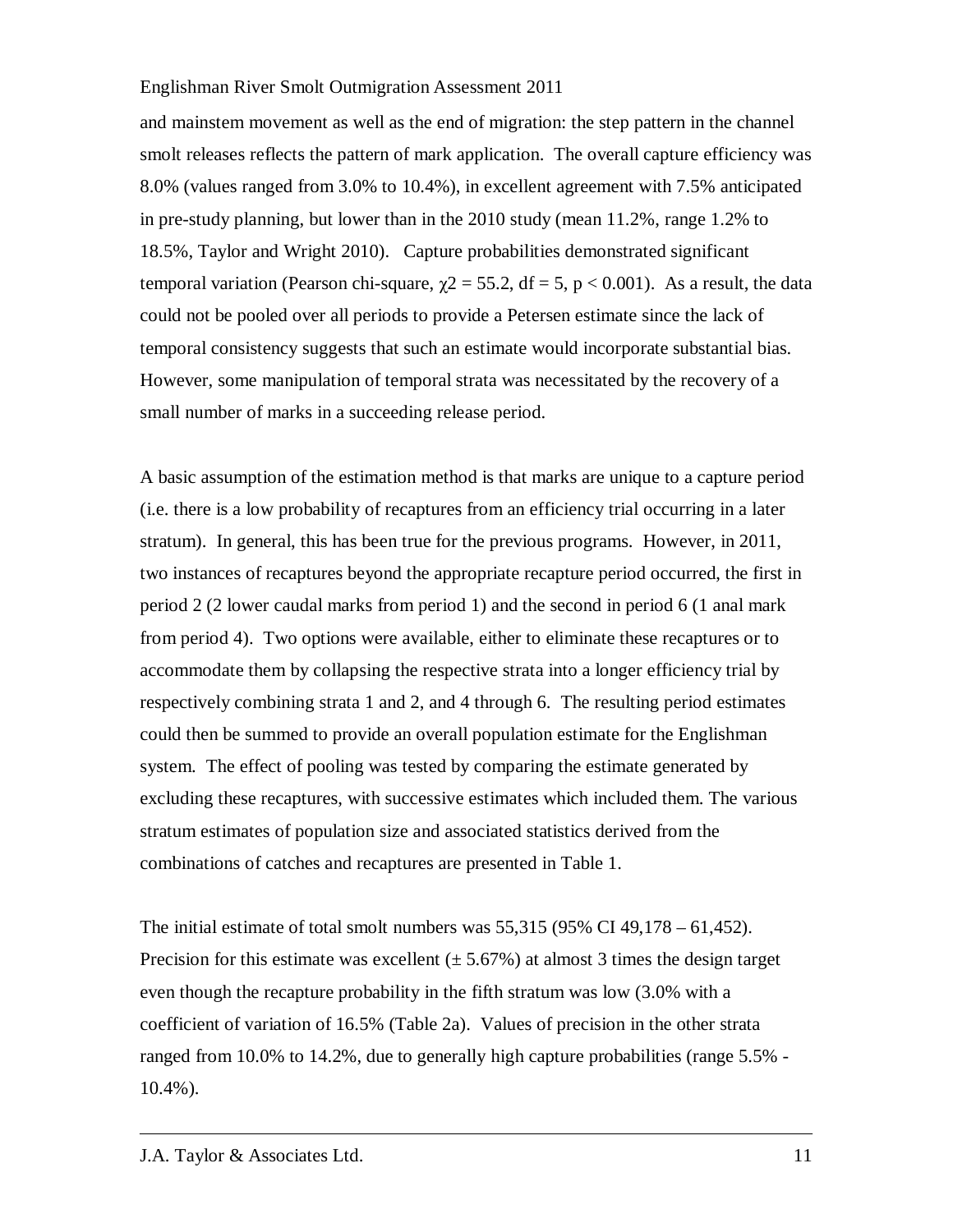and mainstem movement as well as the end of migration: the step pattern in the channel smolt releases reflects the pattern of mark application. The overall capture efficiency was 8.0% (values ranged from 3.0% to 10.4%), in excellent agreement with 7.5% anticipated in pre-study planning, but lower than in the 2010 study (mean 11.2%, range 1.2% to 18.5%, Taylor and Wright 2010). Capture probabilities demonstrated significant temporal variation (Pearson chi-square, $\chi 2 = 55.2$, $df = 5$, $p < 0.001$). As a result, the data could not be pooled over all periods to provide a Petersen estimate since the lack of temporal consistency suggests that such an estimate would incorporate substantial bias. However, some manipulation of temporal strata was necessitated by the recovery of a small number of marks in a succeeding release period.

A basic assumption of the estimation method is that marks are unique to a capture period (i.e. there is a low probability of recaptures from an efficiency trial occurring in a later stratum). In general, this has been true for the previous programs. However, in 2011, two instances of recaptures beyond the appropriate recapture period occurred, the first in period 2 (2 lower caudal marks from period 1) and the second in period 6 (1 anal mark from period 4). Two options were available, either to eliminate these recaptures or to accommodate them by collapsing the respective strata into a longer efficiency trial by respectively combining strata 1 and 2, and 4 through 6. The resulting period estimates could then be summed to provide an overall population estimate for the Englishman system. The effect of pooling was tested by comparing the estimate generated by excluding these recaptures, with successive estimates which included them. The various stratum estimates of population size and associated statistics derived from the combinations of catches and recaptures are presented in Table 1.

The initial estimate of total smolt numbers was 55,315 (95% CI 49,178 – 61,452). Precision for this estimate was excellent (± 5.67%) at almost 3 times the design target even though the recapture probability in the fifth stratum was low (3.0% with a coefficient of variation of 16.5% (Table 2a). Values of precision in the other strata ranged from 10.0% to 14.2%, due to generally high capture probabilities (range 5.5% - 10.4%).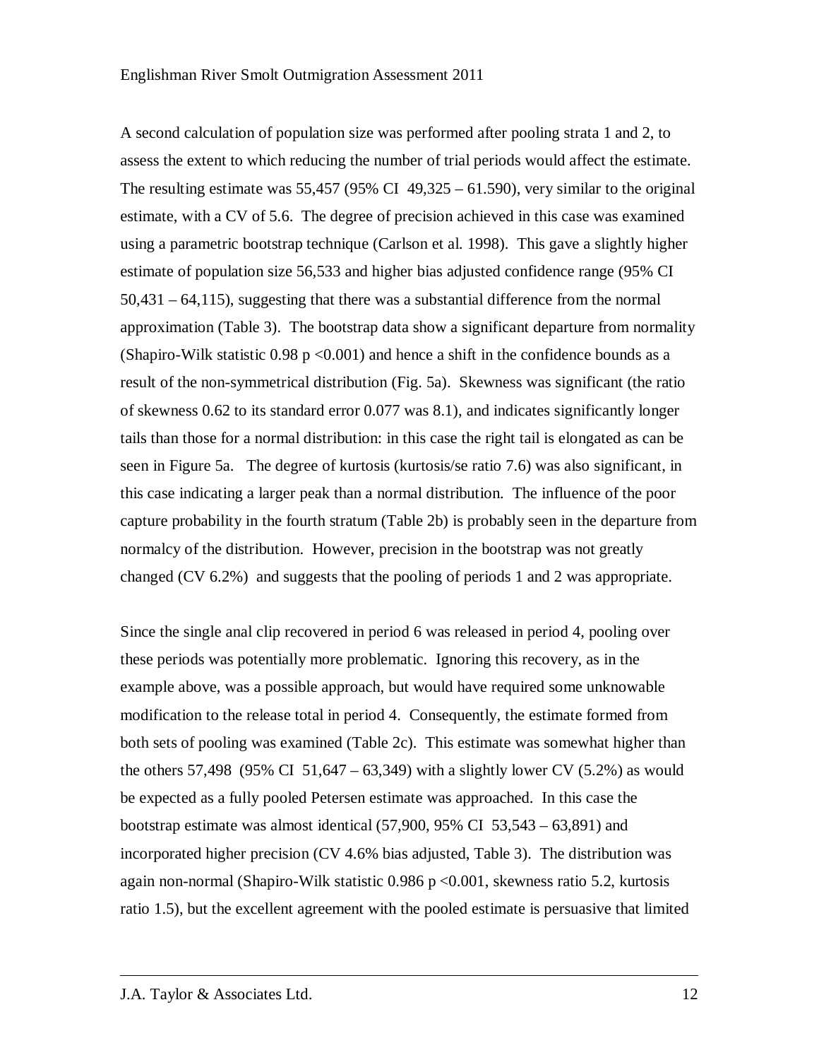A second calculation of population size was performed after pooling strata 1 and 2, to assess the extent to which reducing the number of trial periods would affect the estimate. The resulting estimate was 55,457 (95% CI 49,325 – 61.590), very similar to the original estimate, with a CV of 5.6. The degree of precision achieved in this case was examined using a parametric bootstrap technique (Carlson et al. 1998). This gave a slightly higher estimate of population size 56,533 and higher bias adjusted confidence range (95% CI 50,431 – 64,115), suggesting that there was a substantial difference from the normal approximation (Table 3). The bootstrap data show a significant departure from normality (Shapiro-Wilk statistic 0.98 $p < 0.001$) and hence a shift in the confidence bounds as a result of the non-symmetrical distribution (Fig. 5a). Skewness was significant (the ratio of skewness 0.62 to its standard error 0.077 was 8.1), and indicates significantly longer tails than those for a normal distribution: in this case the right tail is elongated as can be seen in Figure 5a. The degree of kurtosis (kurtosis/se ratio 7.6) was also significant, in this case indicating a larger peak than a normal distribution. The influence of the poor capture probability in the fourth stratum (Table 2b) is probably seen in the departure from normalcy of the distribution. However, precision in the bootstrap was not greatly changed (CV 6.2%) and suggests that the pooling of periods 1 and 2 was appropriate.

Since the single anal clip recovered in period 6 was released in period 4, pooling over these periods was potentially more problematic. Ignoring this recovery, as in the example above, was a possible approach, but would have required some unknowable modification to the release total in period 4. Consequently, the estimate formed from both sets of pooling was examined (Table 2c). This estimate was somewhat higher than the others 57,498 (95% CI 51,647 – 63,349) with a slightly lower CV (5.2%) as would be expected as a fully pooled Petersen estimate was approached. In this case the bootstrap estimate was almost identical (57,900, 95% CI 53,543 – 63,891) and incorporated higher precision (CV 4.6% bias adjusted, Table 3). The distribution was again non-normal (Shapiro-Wilk statistic 0.986 $p < 0.001$, skewness ratio 5.2, kurtosis ratio 1.5), but the excellent agreement with the pooled estimate is persuasive that limited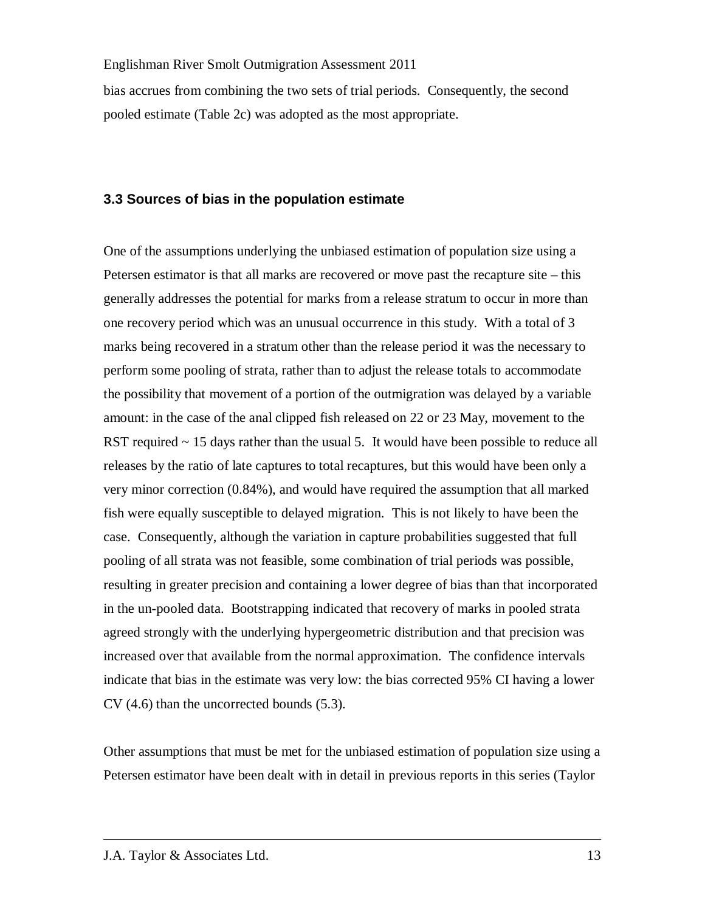bias accrues from combining the two sets of trial periods. Consequently, the second pooled estimate (Table 2c) was adopted as the most appropriate.

### 3.3 Sources of bias in the population estimate

One of the assumptions underlying the unbiased estimation of population size using a Petersen estimator is that all marks are recovered or move past the recapture site – this generally addresses the potential for marks from a release stratum to occur in more than one recovery period which was an unusual occurrence in this study. With a total of 3 marks being recovered in a stratum other than the release period it was the necessary to perform some pooling of strata, rather than to adjust the release totals to accommodate the possibility that movement of a portion of the outmigration was delayed by a variable amount: in the case of the anal clipped fish released on 22 or 23 May, movement to the RST required ~ 15 days rather than the usual 5. It would have been possible to reduce all releases by the ratio of late captures to total recaptures, but this would have been only a very minor correction (0.84%), and would have required the assumption that all marked fish were equally susceptible to delayed migration. This is not likely to have been the case. Consequently, although the variation in capture probabilities suggested that full pooling of all strata was not feasible, some combination of trial periods was possible, resulting in greater precision and containing a lower degree of bias than that incorporated in the un-pooled data. Bootstrapping indicated that recovery of marks in pooled strata agreed strongly with the underlying hypergeometric distribution and that precision was increased over that available from the normal approximation. The confidence intervals indicate that bias in the estimate was very low: the bias corrected 95% CI having a lower CV (4.6) than the uncorrected bounds (5.3).

Other assumptions that must be met for the unbiased estimation of population size using a Petersen estimator have been dealt with in detail in previous reports in this series (Taylor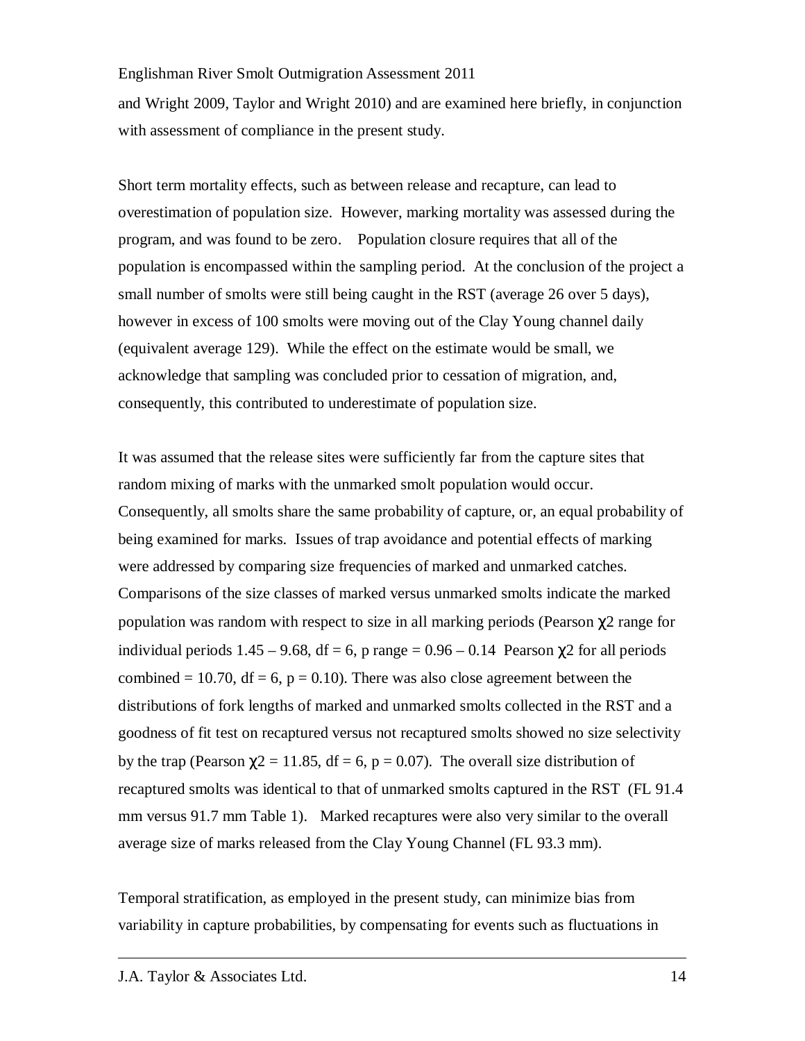and Wright 2009, Taylor and Wright 2010) and are examined here briefly, in conjunction with assessment of compliance in the present study.

Short term mortality effects, such as between release and recapture, can lead to overestimation of population size. However, marking mortality was assessed during the program, and was found to be zero. Population closure requires that all of the population is encompassed within the sampling period. At the conclusion of the project a small number of smolts were still being caught in the RST (average 26 over 5 days), however in excess of 100 smolts were moving out of the Clay Young channel daily (equivalent average 129). While the effect on the estimate would be small, we acknowledge that sampling was concluded prior to cessation of migration, and, consequently, this contributed to underestimate of population size.

It was assumed that the release sites were sufficiently far from the capture sites that random mixing of marks with the unmarked smolt population would occur. Consequently, all smolts share the same probability of capture, or, an equal probability of being examined for marks. Issues of trap avoidance and potential effects of marking were addressed by comparing size frequencies of marked and unmarked catches. Comparisons of the size classes of marked versus unmarked smolts indicate the marked population was random with respect to size in all marking periods (Pearson $\chi^2$ range for individual periods 1.45 – 9.68, df = 6, p range = 0.96 – 0.14 Pearson $\chi^2$ for all periods combined = 10.70, df = 6, $p = 0.10$). There was also close agreement between the distributions of fork lengths of marked and unmarked smolts collected in the RST and a goodness of fit test on recaptured versus not recaptured smolts showed no size selectivity by the trap (Pearson $\chi^2 = 11.85$, df = 6, $p = 0.07$). The overall size distribution of recaptured smolts was identical to that of unmarked smolts captured in the RST (FL 91.4 mm versus 91.7 mm Table 1). Marked recaptures were also very similar to the overall average size of marks released from the Clay Young Channel (FL 93.3 mm).

Temporal stratification, as employed in the present study, can minimize bias from variability in capture probabilities, by compensating for events such as fluctuations in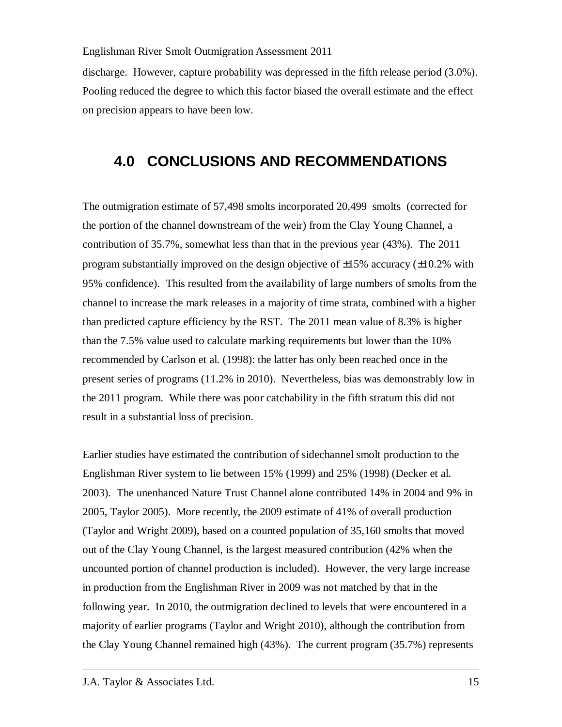discharge. However, capture probability was depressed in the fifth release period (3.0%). Pooling reduced the degree to which this factor biased the overall estimate and the effect on precision appears to have been low.

# 4.0 CONCLUSIONS AND RECOMMENDATIONS

The outmigration estimate of 57,498 smolts incorporated 20,499 smolts (corrected for the portion of the channel downstream of the weir) from the Clay Young Channel, a contribution of 35.7%, somewhat less than that in the previous year (43%). The 2011 program substantially improved on the design objective of ±15% accuracy (±10.2% with 95% confidence). This resulted from the availability of large numbers of smolts from the channel to increase the mark releases in a majority of time strata, combined with a higher than predicted capture efficiency by the RST. The 2011 mean value of 8.3% is higher than the 7.5% value used to calculate marking requirements but lower than the 10% recommended by Carlson et al. (1998): the latter has only been reached once in the present series of programs (11.2% in 2010). Nevertheless, bias was demonstrably low in the 2011 program. While there was poor catchability in the fifth stratum this did not result in a substantial loss of precision.

Earlier studies have estimated the contribution of sidechannel smolt production to the Englishman River system to lie between 15% (1999) and 25% (1998) (Decker et al. 2003). The unenhanced Nature Trust Channel alone contributed 14% in 2004 and 9% in 2005, Taylor 2005). More recently, the 2009 estimate of 41% of overall production (Taylor and Wright 2009), based on a counted population of 35,160 smolts that moved out of the Clay Young Channel, is the largest measured contribution (42% when the uncounted portion of channel production is included). However, the very large increase in production from the Englishman River in 2009 was not matched by that in the following year. In 2010, the outmigration declined to levels that were encountered in a majority of earlier programs (Taylor and Wright 2010), although the contribution from the Clay Young Channel remained high (43%). The current program (35.7%) represents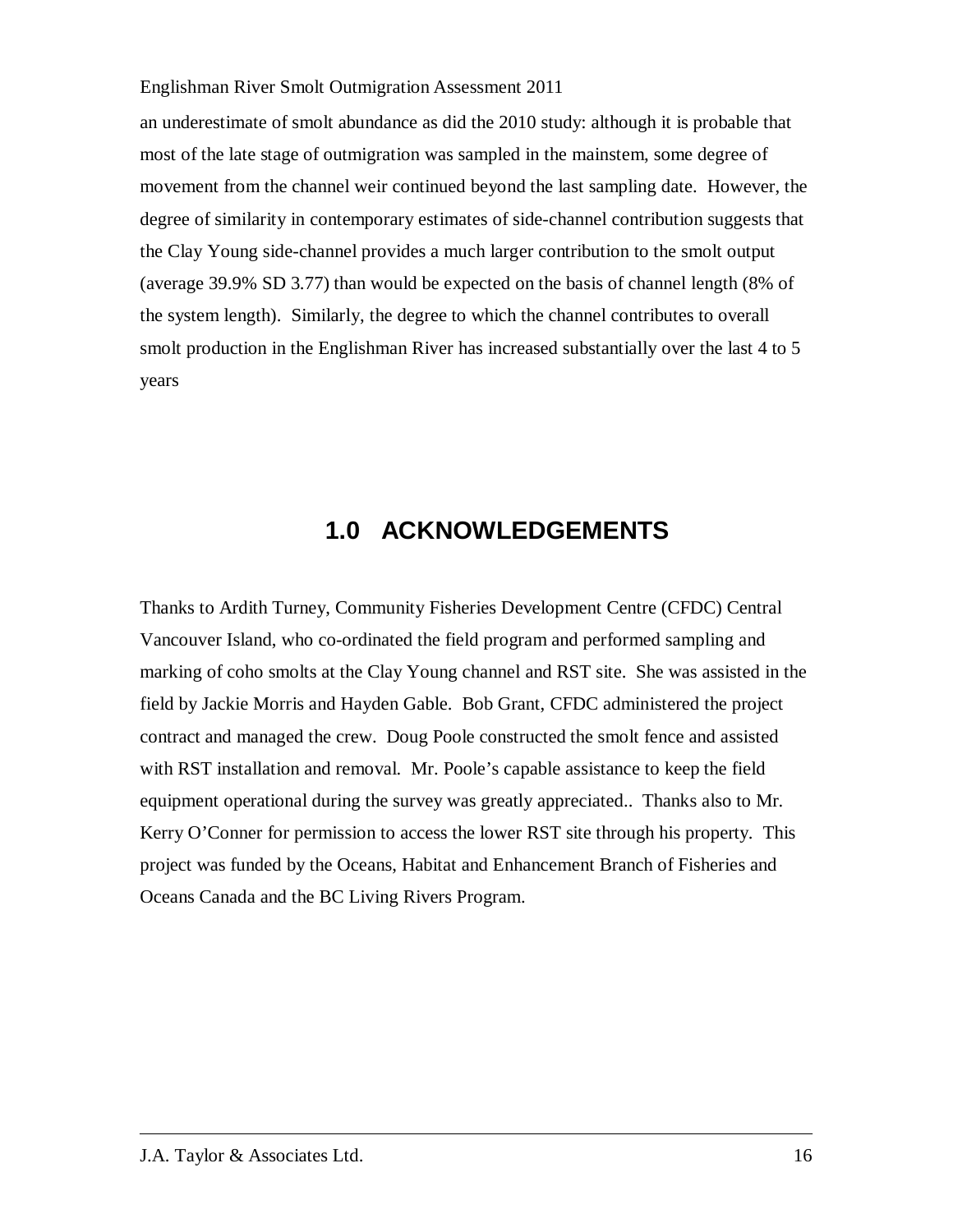an underestimate of smolt abundance as did the 2010 study: although it is probable that most of the late stage of outmigration was sampled in the mainstem, some degree of movement from the channel weir continued beyond the last sampling date. However, the degree of similarity in contemporary estimates of side-channel contribution suggests that the Clay Young side-channel provides a much larger contribution to the smolt output (average 39.9% SD 3.77) than would be expected on the basis of channel length (8% of the system length). Similarly, the degree to which the channel contributes to overall smolt production in the Englishman River has increased substantially over the last 4 to 5 years

# 1.0 ACKNOWLEDGEMENTS

Thanks to Ardith Turney, Community Fisheries Development Centre (CFDC) Central Vancouver Island, who co-ordinated the field program and performed sampling and marking of coho smolts at the Clay Young channel and RST site. She was assisted in the field by Jackie Morris and Hayden Gable. Bob Grant, CFDC administered the project contract and managed the crew. Doug Poole constructed the smolt fence and assisted with RST installation and removal. Mr. Poole's capable assistance to keep the field equipment operational during the survey was greatly appreciated.. Thanks also to Mr. Kerry O'Conner for permission to access the lower RST site through his property. This project was funded by the Oceans, Habitat and Enhancement Branch of Fisheries and Oceans Canada and the BC Living Rivers Program.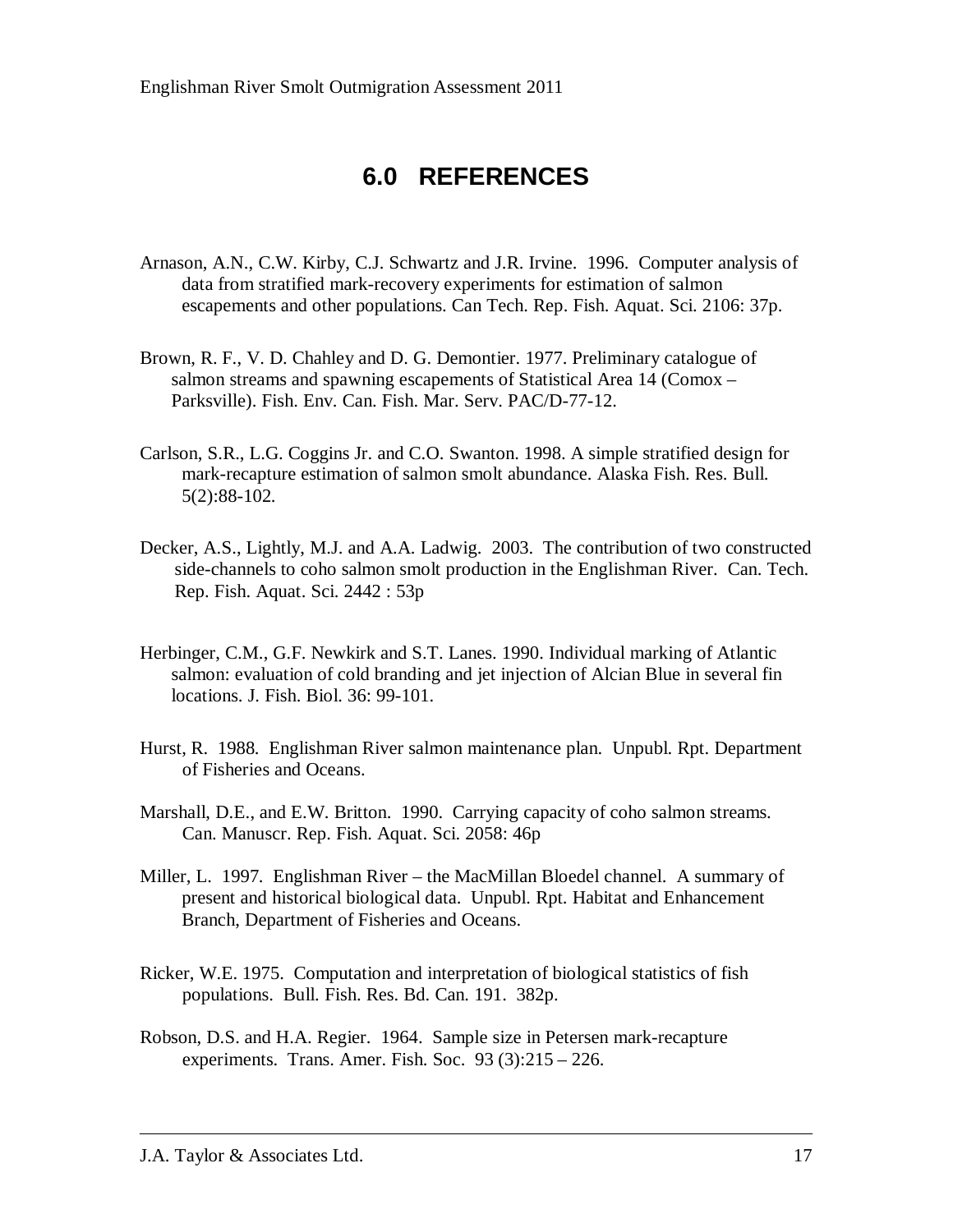# 6.0 REFERENCES

Arnason, A.N., C.W. Kirby, C.J. Schwartz and J.R. Irvine. 1996. Computer analysis of data from stratified mark-recovery experiments for estimation of salmon escapements and other populations. Can Tech. Rep. Fish. Aquat. Sci. 2106: 37p.

Brown, R. F., V. D. Chahley and D. G. Demontier. 1977. Preliminary catalogue of salmon streams and spawning escapements of Statistical Area 14 (Comox – Parksville). Fish. Env. Can. Fish. Mar. Serv. PAC/D-77-12.

Carlson, S.R., L.G. Coggins Jr. and C.O. Swanton. 1998. A simple stratified design for mark-recapture estimation of salmon smolt abundance. Alaska Fish. Res. Bull. 5(2):88-102.

Decker, A.S., Lightly, M.J. and A.A. Ladwig. 2003. The contribution of two constructed side-channels to coho salmon smolt production in the Englishman River. Can. Tech. Rep. Fish. Aquat. Sci. 2442 : 53p

Herbinger, C.M., G.F. Newkirk and S.T. Lanes. 1990. Individual marking of Atlantic salmon: evaluation of cold branding and jet injection of Alcian Blue in several fin locations. J. Fish. Biol. 36: 99-101.

Hurst, R. 1988. Englishman River salmon maintenance plan. Unpubl. Rpt. Department of Fisheries and Oceans.

Marshall, D.E., and E.W. Britton. 1990. Carrying capacity of coho salmon streams. Can. Manuscr. Rep. Fish. Aquat. Sci. 2058: 46p

Miller, L. 1997. Englishman River – the MacMillan Bloedel channel. A summary of present and historical biological data. Unpubl. Rpt. Habitat and Enhancement Branch, Department of Fisheries and Oceans.

Ricker, W.E. 1975. Computation and interpretation of biological statistics of fish populations. Bull. Fish. Res. Bd. Can. 191. 382p.

Robson, D.S. and H.A. Regier. 1964. Sample size in Petersen mark-recapture experiments. Trans. Amer. Fish. Soc. 93 (3):215 – 226.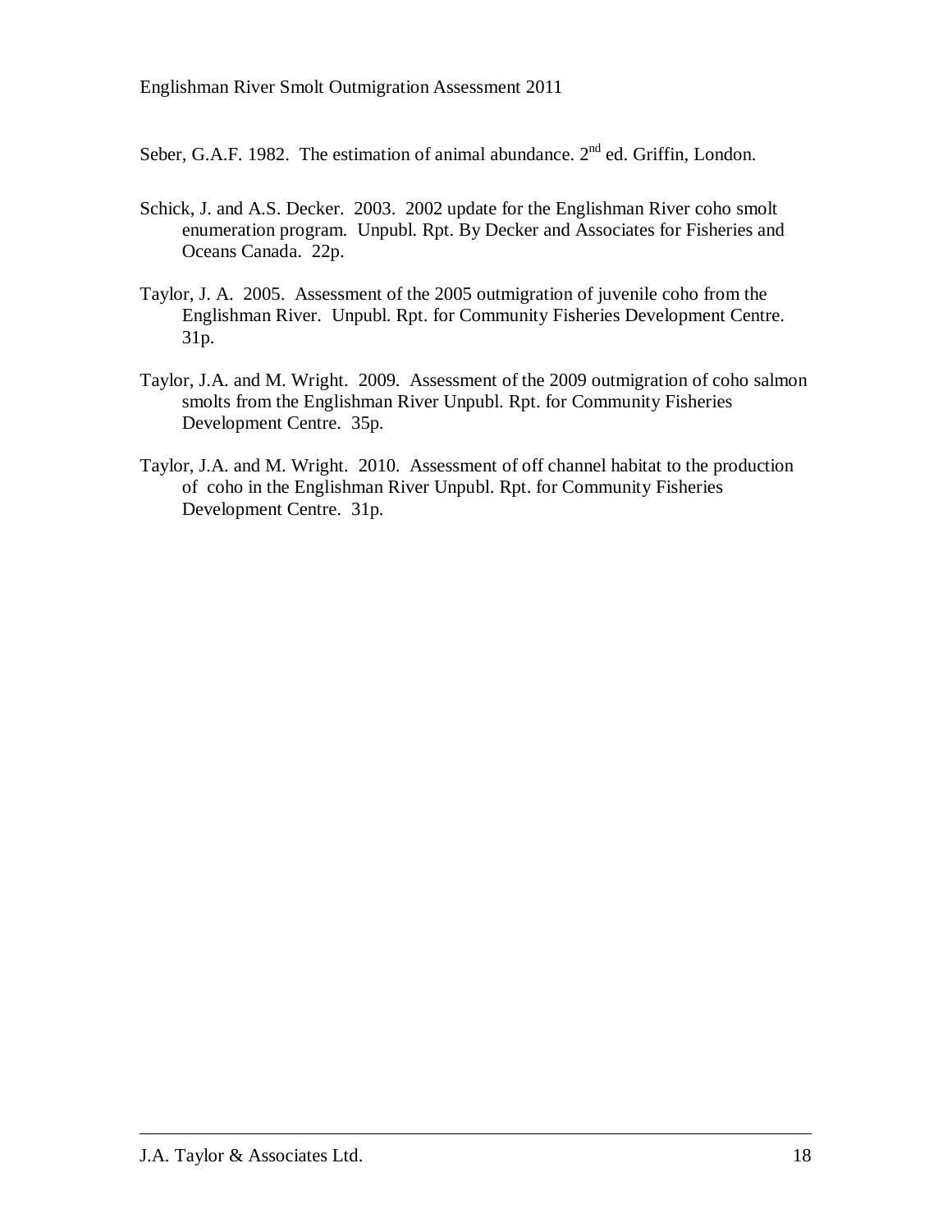Seber, G.A.F. 1982. The estimation of animal abundance. 2nd ed. Griffin, London.

Schick, J. and A.S. Decker. 2003. 2002 update for the Englishman River coho smolt enumeration program. Unpubl. Rpt. By Decker and Associates for Fisheries and Oceans Canada. 22p.

Taylor, J. A. 2005. Assessment of the 2005 outmigration of juvenile coho from the Englishman River. Unpubl. Rpt. for Community Fisheries Development Centre. 31p.

Taylor, J.A. and M. Wright. 2009. Assessment of the 2009 outmigration of coho salmon smolts from the Englishman River Unpubl. Rpt. for Community Fisheries Development Centre. 35p.

Taylor, J.A. and M. Wright. 2010. Assessment of off channel habitat to the production of coho in the Englishman River Unpubl. Rpt. for Community Fisheries Development Centre. 31p.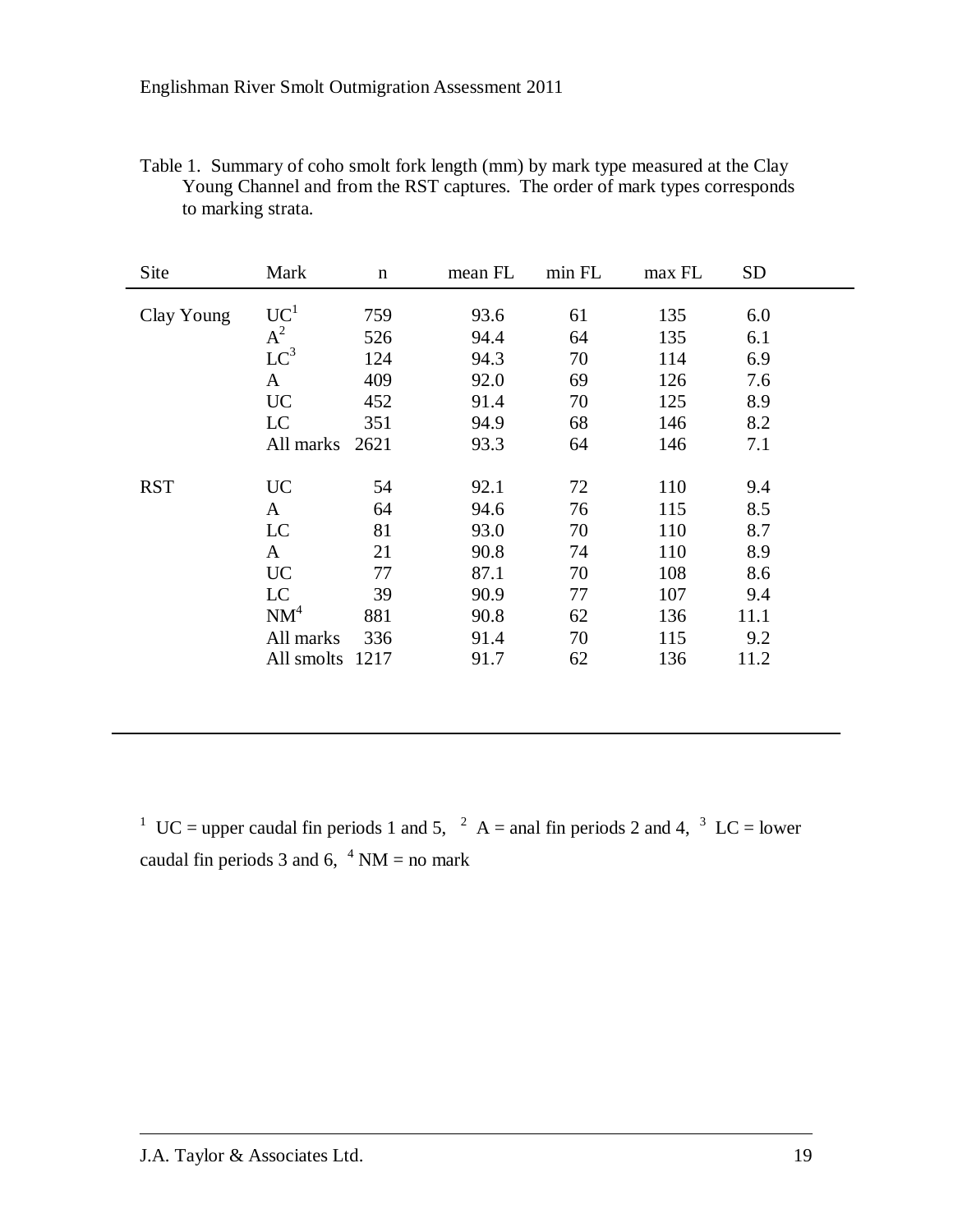Table 1. Summary of coho smolt fork length (mm) by mark type measured at the Clay Young Channel and from the RST captures. The order of mark types corresponds to marking strata.

| Site | Mark | n | mean FL | min FL | max FL | SD |
|---|---|---|---|---|---|---|
| Clay Young | UC[1] | 759 | 93.6 | 61 | 135 | 6.0 |
| | A[2] | 526 | 94.4 | 64 | 135 | 6.1 |
| | LC[3] | 124 | 94.3 | 70 | 114 | 6.9 |
| | A | 409 | 92.0 | 69 | 126 | 7.6 |
| | UC | 452 | 91.4 | 70 | 125 | 8.9 |
| | LC | 351 | 94.9 | 68 | 146 | 8.2 |
| | All marks | 2621 | 93.3 | 64 | 146 | 7.1 |
| RST | UC | 54 | 92.1 | 72 | 110 | 9.4 |
| | A | 64 | 94.6 | 76 | 115 | 8.5 |
| | LC | 81 | 93.0 | 70 | 110 | 8.7 |
| | A | 21 | 90.8 | 74 | 110 | 8.9 |
| | UC | 77 | 87.1 | 70 | 108 | 8.6 |
| | LC | 39 | 90.9 | 77 | 107 | 9.4 |
| | NM[4] | 881 | 90.8 | 62 | 136 | 11.1 |
| | All marks | 336 | 91.4 | 70 | 115 | 9.2 |
| | All smolts | 1217 | 91.7 | 62 | 136 | 11.2 |

[1] UC = upper caudal fin periods 1 and 5, [2] A = anal fin periods 2 and 4, [3] LC = lower caudal fin periods 3 and 6, [4] NM = no mark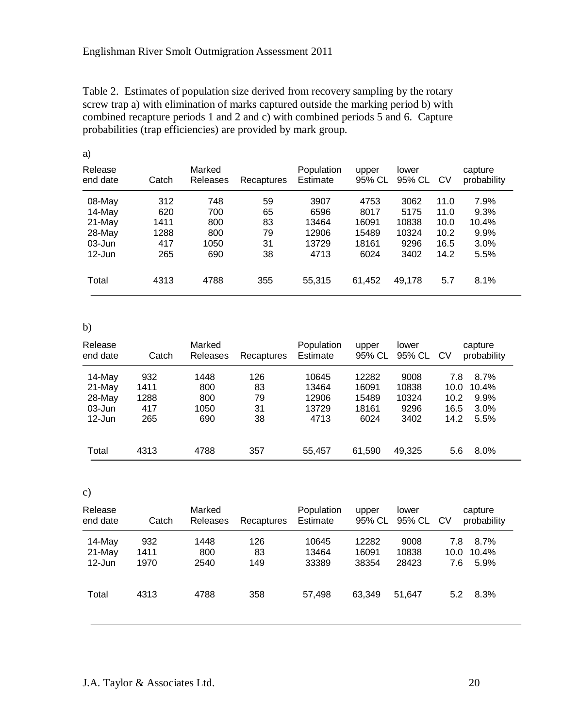Table 2. Estimates of population size derived from recovery sampling by the rotary screw trap a) with elimination of marks captured outside the marking period b) with combined recapture periods 1 and 2 and c) with combined periods 5 and 6. Capture probabilities (trap efficiencies) are provided by mark group.

a)

| Release end date | Catch | Marked Releases | Recaptures | Population Estimate | upper 95% CL | lower 95% CL | CV | capture probability |
|---|---|---|---|---|---|---|---|---|
| 08-May | 312 | 748 | 59 | 3907 | 4753 | 3062 | 11.0 | 7.9% |
| 14-May | 620 | 700 | 65 | 6596 | 8017 | 5175 | 11.0 | 9.3% |
| 21-May | 1411 | 800 | 83 | 13464 | 16091 | 10838 | 10.0 | 10.4% |
| 28-May | 1288 | 800 | 79 | 12906 | 15489 | 10324 | 10.2 | 9.9% |
| 03-Jun | 417 | 1050 | 31 | 13729 | 18161 | 9296 | 16.5 | 3.0% |
| 12-Jun | 265 | 690 | 38 | 4713 | 6024 | 3402 | 14.2 | 5.5% |
| Total | 4313 | 4788 | 355 | 55,315 | 61,452 | 49,178 | 5.7 | 8.1% |

b)

| Release end date | Catch | Marked Releases | Recaptures | Population Estimate | upper 95% CL | lower 95% CL | CV | capture probability |
|---|---|---|---|---|---|---|---|---|
| 14-May | 932 | 1448 | 126 | 10645 | 12282 | 9008 | 7.8 | 8.7% |
| 21-May | 1411 | 800 | 83 | 13464 | 16091 | 10838 | 10.0 | 10.4% |
| 28-May | 1288 | 800 | 79 | 12906 | 15489 | 10324 | 10.2 | 9.9% |
| 03-Jun | 417 | 1050 | 31 | 13729 | 18161 | 9296 | 16.5 | 3.0% |
| 12-Jun | 265 | 690 | 38 | 4713 | 6024 | 3402 | 14.2 | 5.5% |
| Total | 4313 | 4788 | 357 | 55,457 | 61,590 | 49,325 | 5.6 | 8.0% |

c)

| Release end date | Catch | Marked Releases | Recaptures | Population Estimate | upper 95% CL | lower 95% CL | CV | capture probability |
|---|---|---|---|---|---|---|---|---|
| 14-May | 932 | 1448 | 126 | 10645 | 12282 | 9008 | 7.8 | 8.7% |
| 21-May | 1411 | 800 | 83 | 13464 | 16091 | 10838 | 10.0 | 10.4% |
| 12-Jun | 1970 | 2540 | 149 | 33389 | 38354 | 28423 | 7.6 | 5.9% |
| Total | 4313 | 4788 | 358 | 57,498 | 63,349 | 51,647 | 5.2 | 8.3% |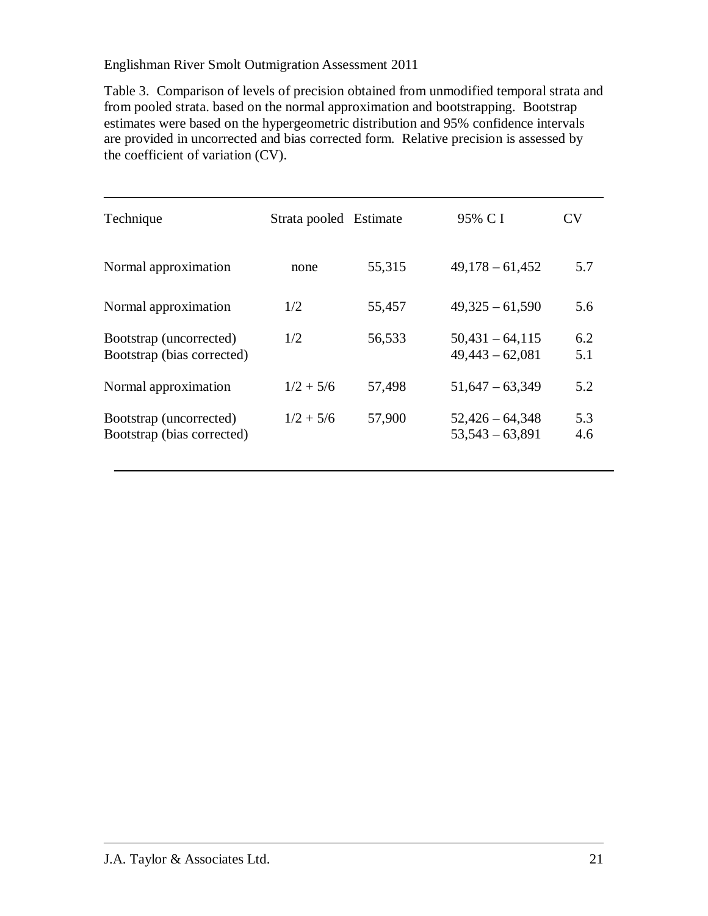Table 3. Comparison of levels of precision obtained from unmodified temporal strata and from pooled strata. based on the normal approximation and bootstrapping. Bootstrap estimates were based on the hypergeometric distribution and 95% confidence intervals are provided in uncorrected and bias corrected form. Relative precision is assessed by the coefficient of variation (CV).

| Technique | Strata pooled | Estimate | 95% C I | CV |
|---|---|---|---|---|
| Normal approximation | none | 55,315 | 49,178 – 61,452 | 5.7 |
| Normal approximation | 1/2 | 55,457 | 49,325 – 61,590 | 5.6 |
| Bootstrap (uncorrected) | 1/2 | 56,533 | 50,431 – 64,115 | 6.2 |
| Bootstrap (bias corrected) | | | 49,443 – 62,081 | 5.1 |
| Normal approximation | 1/2 + 5/6 | 57,498 | 51,647 – 63,349 | 5.2 |
| Bootstrap (uncorrected) | 1/2 + 5/6 | 57,900 | 52,426 – 64,348 | 5.3 |
| Bootstrap (bias corrected) | | | 53,543 – 63,891 | 4.6 |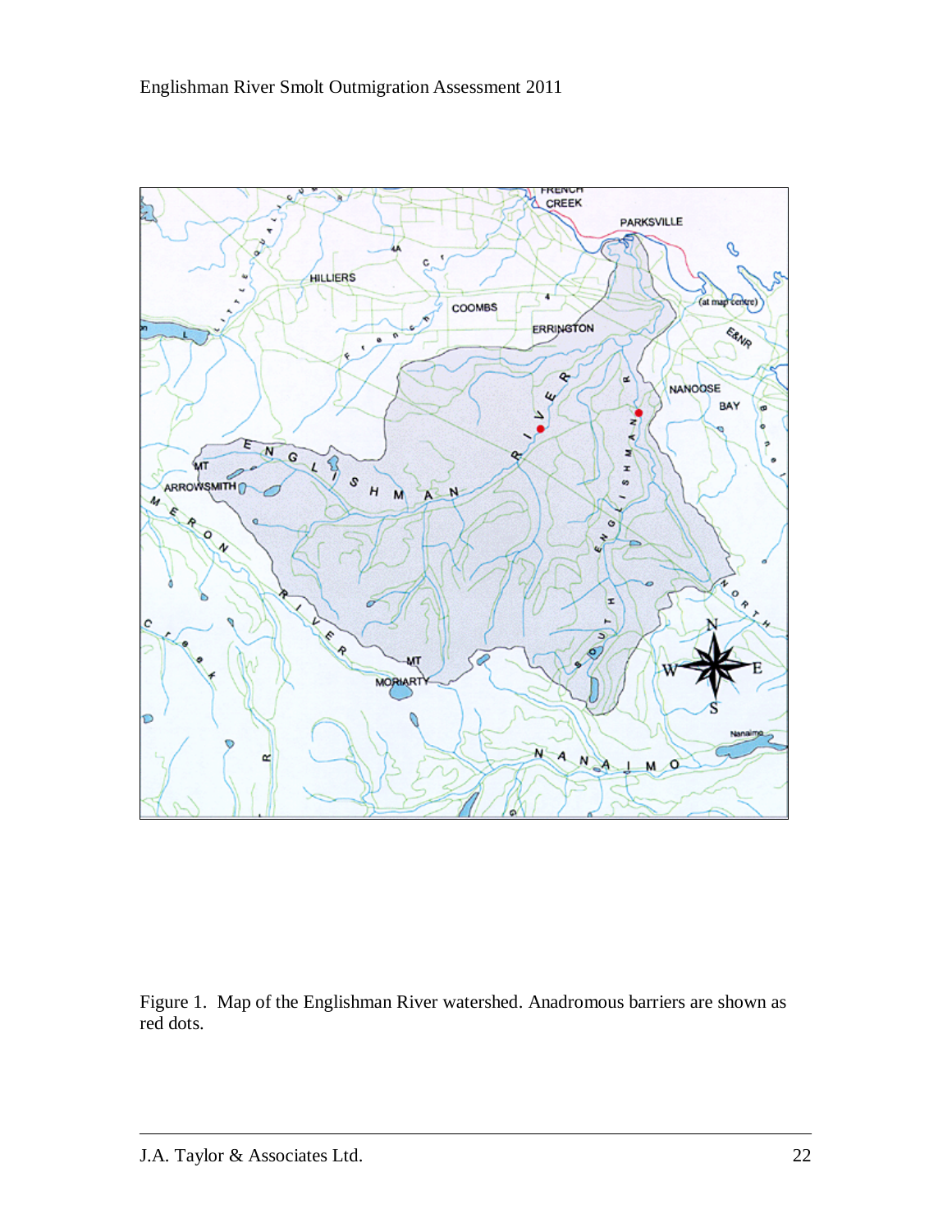Figure 1. Map of the Englishman River watershed. Anadromous barriers are shown as red dots.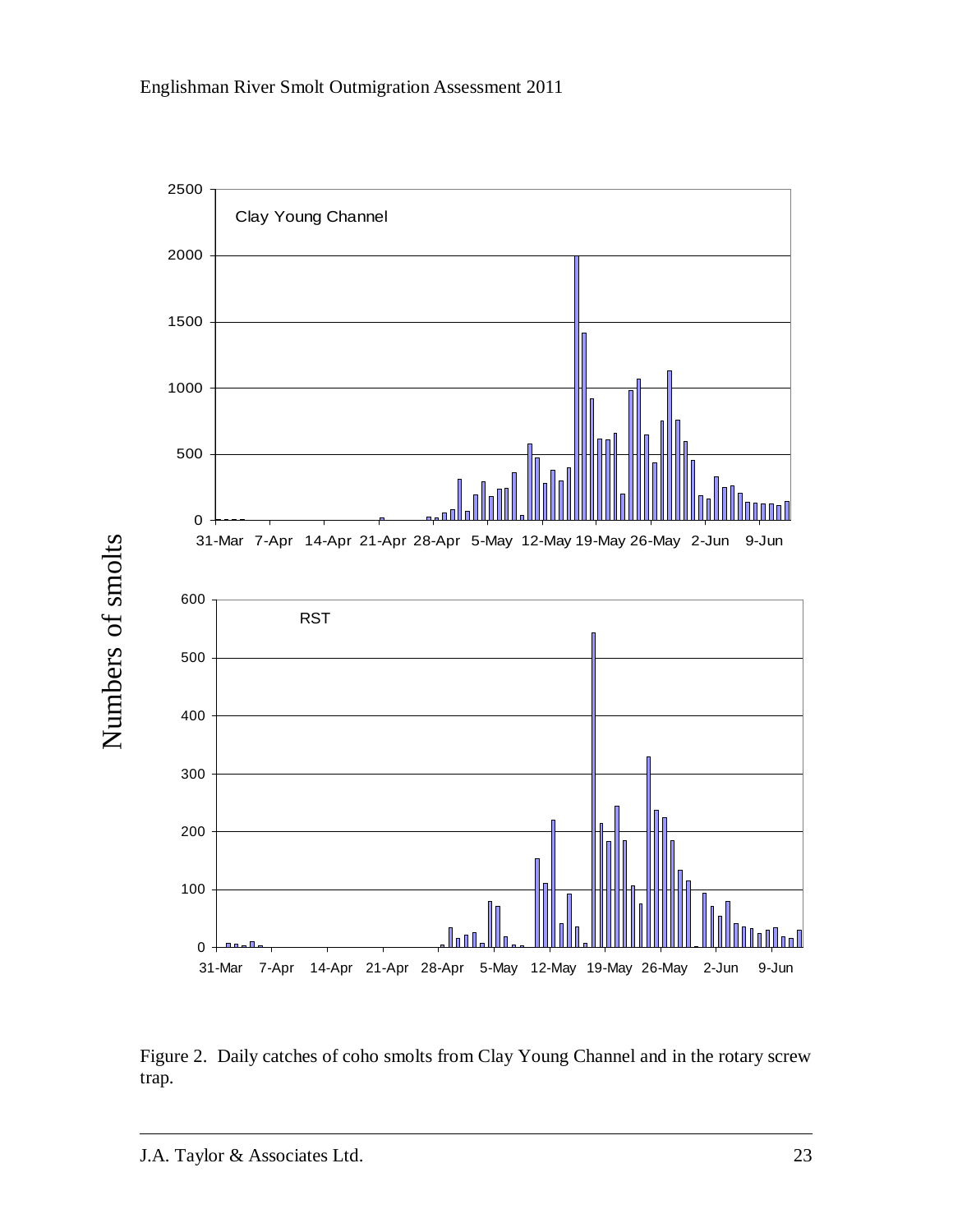Figure 2. Daily catches of coho smolts from Clay Young Channel and in the rotary screw trap.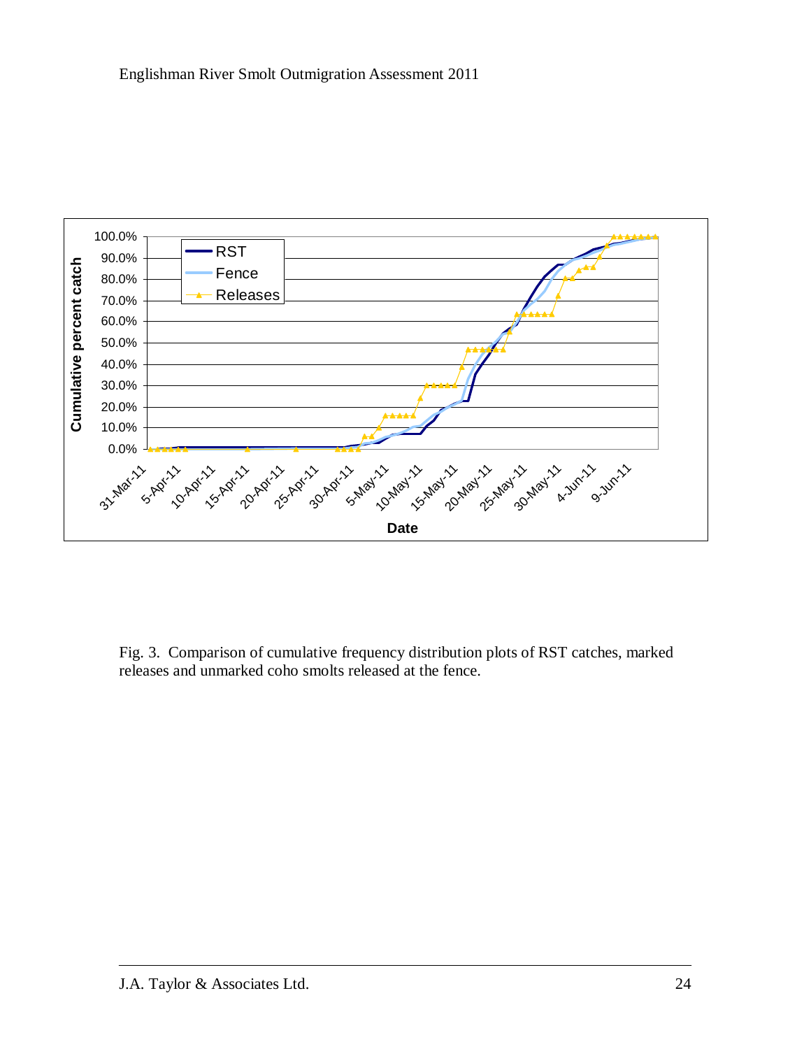Fig. 3. Comparison of cumulative frequency distribution plots of RST catches, marked releases and unmarked coho smolts released at the fence.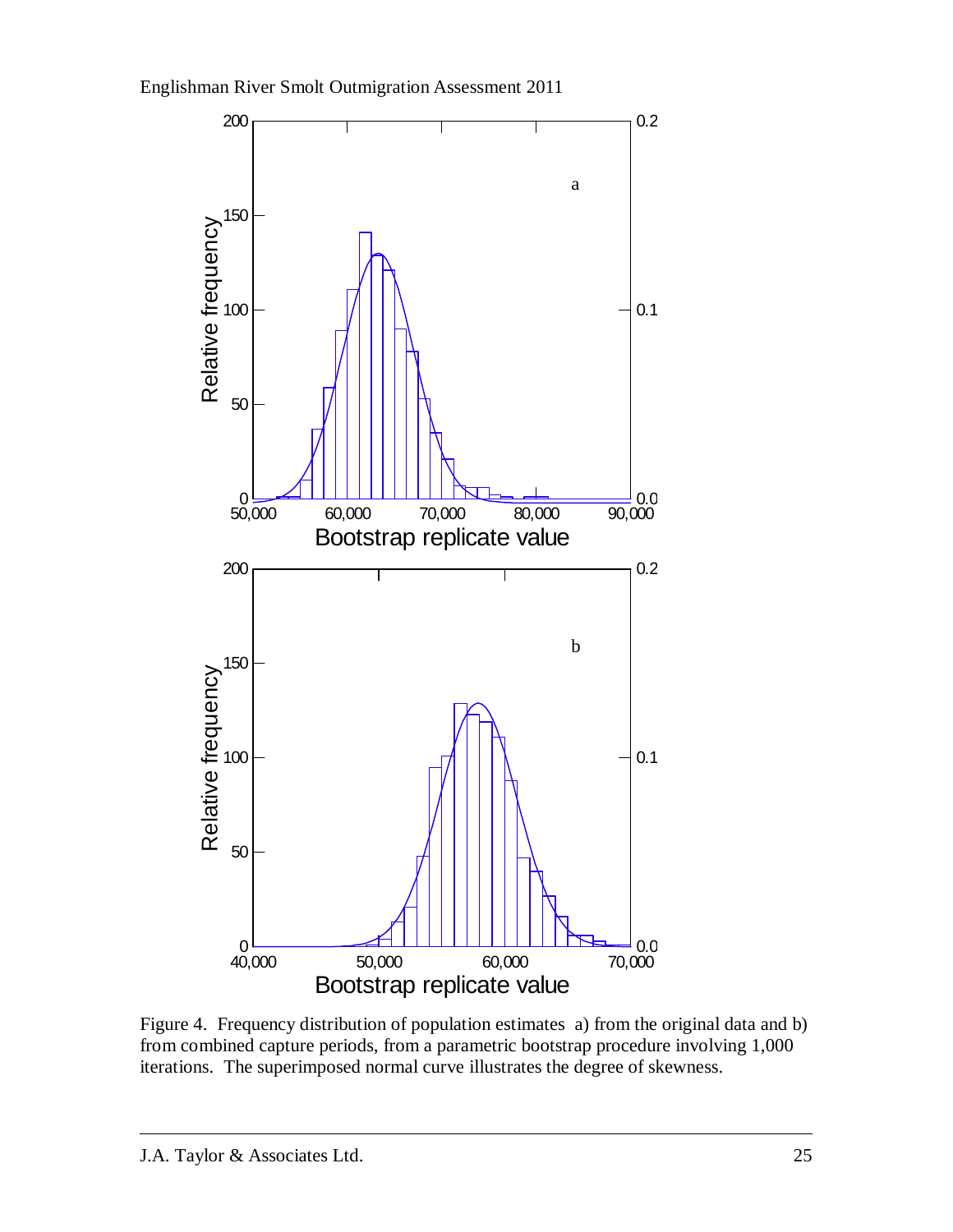Figure 4. Frequency distribution of population estimates a) from the original data and b) from combined capture periods, from a parametric bootstrap procedure involving 1,000 iterations. The superimposed normal curve illustrates the degree of skewness.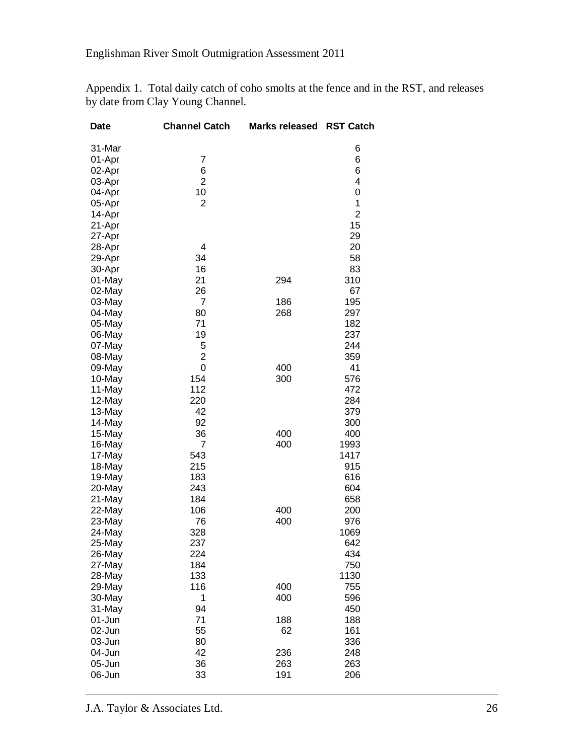Appendix 1. Total daily catch of coho smolts at the fence and in the RST, and releases by date from Clay Young Channel.

| Date | Channel Catch | Marks released | RST Catch |
|---|---|---|---|
| 31-Mar | | | 6 |
| 01-Apr | 7 | | 6 |
| 02-Apr | 6 | | 6 |
| 03-Apr | 2 | | 4 |
| 04-Apr | 10 | | 0 |
| 05-Apr | 2 | | 1 |
| 14-Apr | | | 2 |
| 21-Apr | | | 15 |
| 27-Apr | | | 29 |
| 28-Apr | 4 | | 20 |
| 29-Apr | 34 | | 58 |
| 30-Apr | 16 | | 83 |
| 01-May | 21 | 294 | 310 |
| 02-May | 26 | | 67 |
| 03-May | 7 | 186 | 195 |
| 04-May | 80 | 268 | 297 |
| 05-May | 71 | | 182 |
| 06-May | 19 | | 237 |
| 07-May | 5 | | 244 |
| 08-May | 2 | | 359 |
| 09-May | 0 | 400 | 41 |
| 10-May | 154 | 300 | 576 |
| 11-May | 112 | | 472 |
| 12-May | 220 | | 284 |
| 13-May | 42 | | 379 |
| 14-May | 92 | | 300 |
| 15-May | 36 | 400 | 400 |
| 16-May | 7 | 400 | 1993 |
| 17-May | 543 | | 1417 |
| 18-May | 215 | | 915 |
| 19-May | 183 | | 616 |
| 20-May | 243 | | 604 |
| 21-May | 184 | | 658 |
| 22-May | 106 | 400 | 200 |
| 23-May | 76 | 400 | 976 |
| 24-May | 328 | | 1069 |
| 25-May | 237 | | 642 |
| 26-May | 224 | | 434 |
| 27-May | 184 | | 750 |
| 28-May | 133 | | 1130 |
| 29-May | 116 | 400 | 755 |
| 30-May | 1 | 400 | 596 |
| 31-May | 94 | | 450 |
| 01-Jun | 71 | 188 | 188 |
| 02-Jun | 55 | 62 | 161 |
| 03-Jun | 80 | | 336 |
| 04-Jun | 42 | 236 | 248 |
| 05-Jun | 36 | 263 | 263 |
| 06-Jun | 33 | 191 | 206 |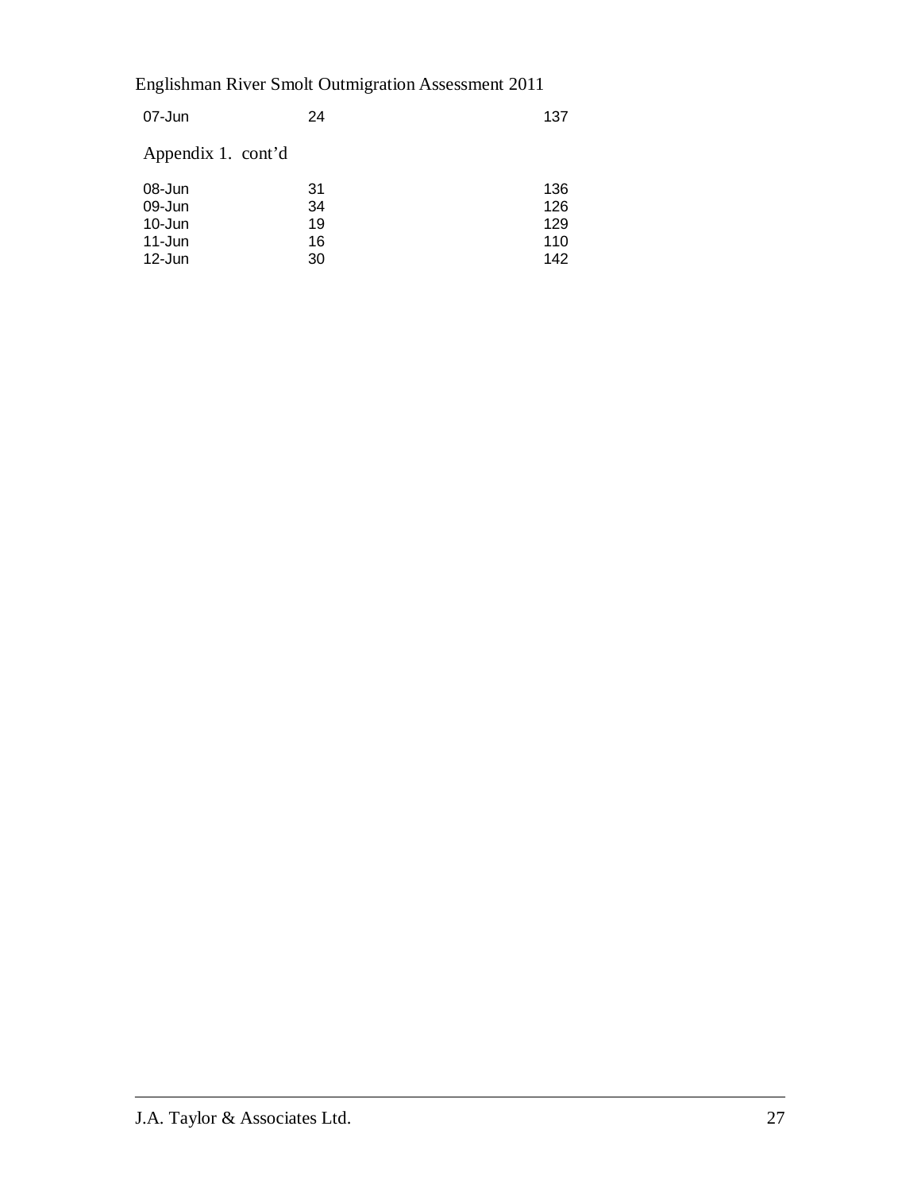| | | |
|---|---|---|
| 07-Jun | 24 | 137 |

Appendix 1. cont'd

| | | |
|---|---|---|
| 08-Jun | 31 | 136 |
| 09-Jun | 34 | 126 |
| 10-Jun | 19 | 129 |
| 11-Jun | 16 | 110 |
| 12-Jun | 30 | 142 |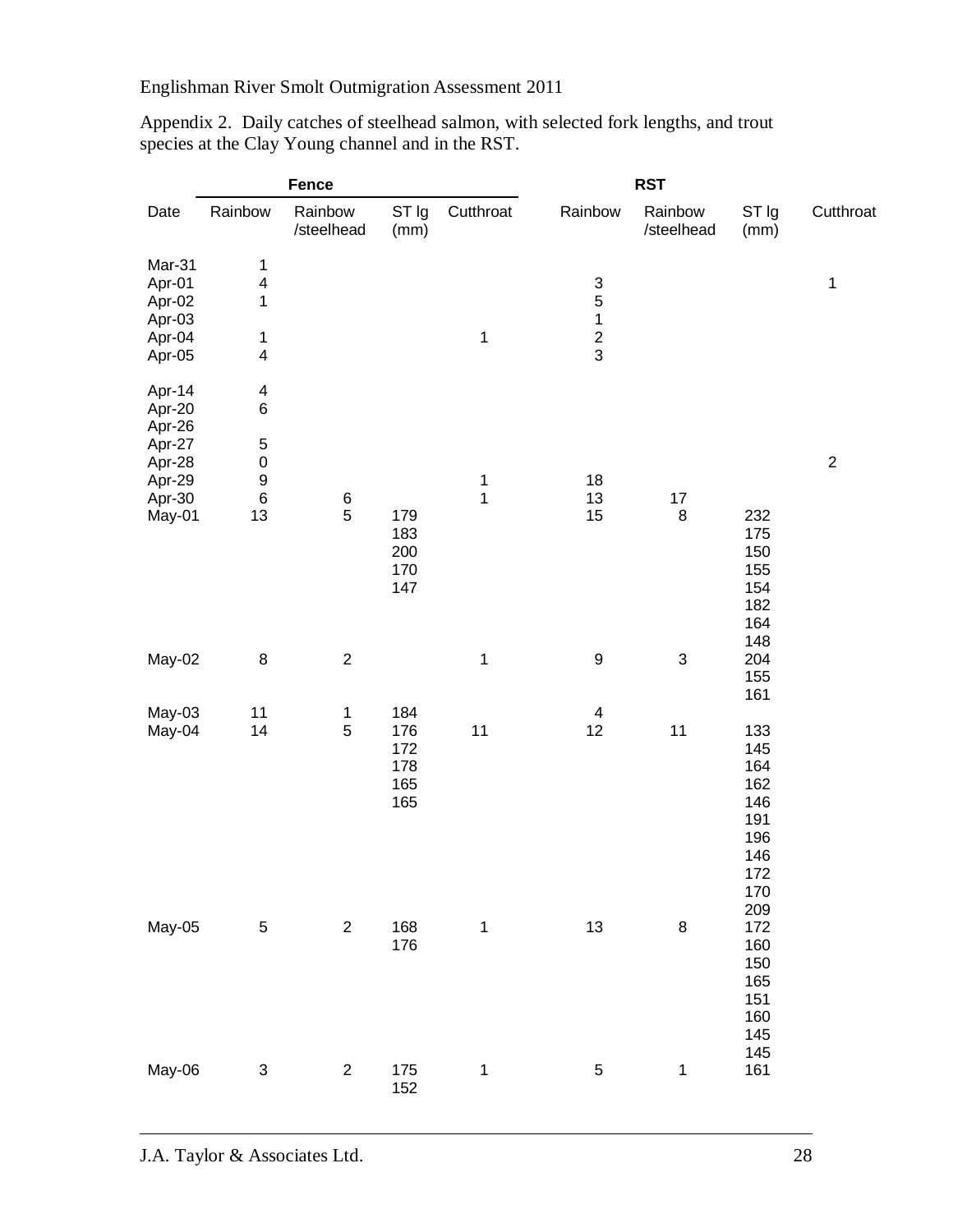Appendix 2. Daily catches of steelhead salmon, with selected fork lengths, and trout species at the Clay Young channel and in the RST.

| | Fence | | | | RST | | | |
|---|---|---|---|---|---|---|---|---|
| Date | Rainbow | Rainbow /steelhead | ST lg (mm) | Cutthroat | Rainbow | Rainbow /steelhead | ST lg (mm) | Cutthroat |
| Mar-31 | 1 | | | | | | | |
| Apr-01 | 4 | | | | 3 | | | 1 |
| Apr-02 | 1 | | | | 5 | | | |
| Apr-03 | | | | | 1 | | | |
| Apr-04 | 1 | | | 1 | 2 | | | |
| Apr-05 | 4 | | | | 3 | | | |
| Apr-14 | 4 | | | | | | | |
| Apr-20 | 6 | | | | | | | |
| Apr-26 | | | | | | | | |
| Apr-27 | 5 | | | | | | | |
| Apr-28 | 0 | | | | | | | 2 |
| Apr-29 | 9 | | | 1 | 18 | | | |
| Apr-30 | 6 | 6 | | 1 | 13 | 17 | | |
| May-01 | 13 | 5 | 179 | | 15 | 8 | 232 | |
| | | | 183 | | | | 175 | |
| | | | 200 | | | | 150 | |
| | | | 170 | | | | 155 | |
| | | | 147 | | | | 154 | |
| | | | | | | | 182 | |
| | | | | | | | 164 | |
| | | | | | | | 148 | |
| May-02 | 8 | 2 | | 1 | 9 | 3 | 204 | |
| | | | | | | | 155 | |
| | | | | | | | 161 | |
| May-03 | 11 | 1 | 184 | | 4 | | | |
| May-04 | 14 | 5 | 176 | 11 | 12 | 11 | 133 | |
| | | | 172 | | | | 145 | |
| | | | 178 | | | | 164 | |
| | | | 165 | | | | 162 | |
| | | | 165 | | | | 146 | |
| | | | | | | | 191 | |
| | | | | | | | 196 | |
| | | | | | | | 146 | |
| | | | | | | | 172 | |
| | | | | | | | 170 | |
| | | | | | | | 209 | |
| May-05 | 5 | 2 | 168 | 1 | 13 | 8 | 172 | |
| | | | 176 | | | | 160 | |
| | | | | | | | 150 | |
| | | | | | | | 165 | |
| | | | | | | | 151 | |
| | | | | | | | 160 | |
| | | | | | | | 145 | |
| | | | | | | | 145 | |
| May-06 | 3 | 2 | 175 | 1 | 5 | 1 | 161 | |
| | | | 152 | | | | | |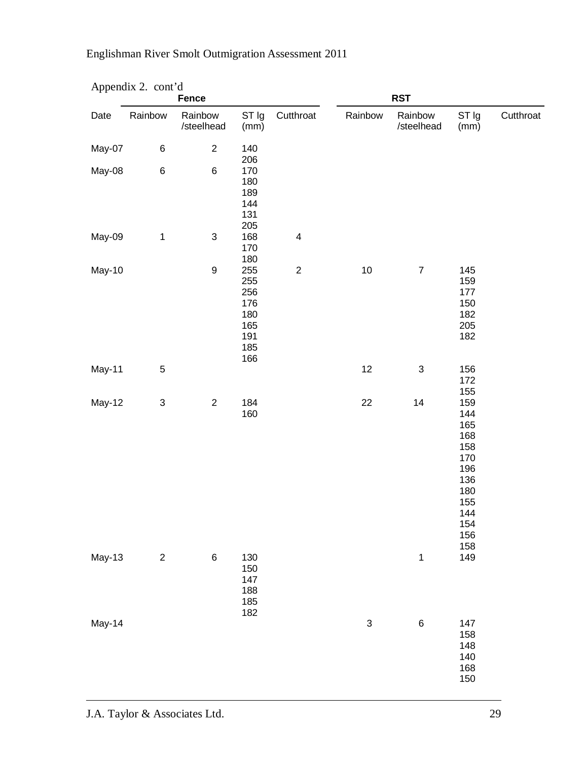Appendix 2. cont'd

| | Fence | | | | RST | | | |
|---|---|---|---|---|---|---|---|---|
| Date | Rainbow | Rainbow /steelhead | ST lg (mm) | Cutthroat | Rainbow | Rainbow /steelhead | ST lg (mm) | Cutthroat |
| May-07 | 6 | 2 | 140 | | | | | |
| | | | 206 | | | | | |
| May-08 | 6 | 6 | 170 | | | | | |
| | | | 180 | | | | | |
| | | | 189 | | | | | |
| | | | 144 | | | | | |
| | | | 131 | | | | | |
| | | | 205 | | | | | |
| May-09 | 1 | 3 | 168 | 4 | | | | |
| | | | 170 | | | | | |
| | | | 180 | | | | | |
| May-10 | | 9 | 255 | 2 | 10 | 7 | 145 | |
| | | | 255 | | | | 159 | |
| | | | 256 | | | | 177 | |
| | | | 176 | | | | 150 | |
| | | | 180 | | | | 182 | |
| | | | 165 | | | | 205 | |
| | | | 191 | | | | 182 | |
| | | | 185 | | | | | |
| | | | 166 | | | | | |
| May-11 | 5 | | | | 12 | 3 | 156 | |
| | | | | | | | 172 | |
| | | | | | | | 155 | |
| May-12 | 3 | 2 | 184 | | 22 | 14 | 159 | |
| | | | 160 | | | | 144 | |
| | | | | | | | 165 | |
| | | | | | | | 168 | |
| | | | | | | | 158 | |
| | | | | | | | 170 | |
| | | | | | | | 196 | |
| | | | | | | | 136 | |
| | | | | | | | 180 | |
| | | | | | | | 155 | |
| | | | | | | | 144 | |
| | | | | | | | 154 | |
| | | | | | | | 156 | |
| | | | | | | | 158 | |
| May-13 | 2 | 6 | 130 | | | 1 | 149 | |
| | | | 150 | | | | | |
| | | | 147 | | | | | |
| | | | 188 | | | | | |
| | | | 185 | | | | | |
| | | | 182 | | | | | |
| May-14 | | | | | 3 | 6 | 147 | |
| | | | | | | | 158 | |
| | | | | | | | 148 | |
| | | | | | | | 140 | |
| | | | | | | | 168 | |
| | | | | | | | 150 | |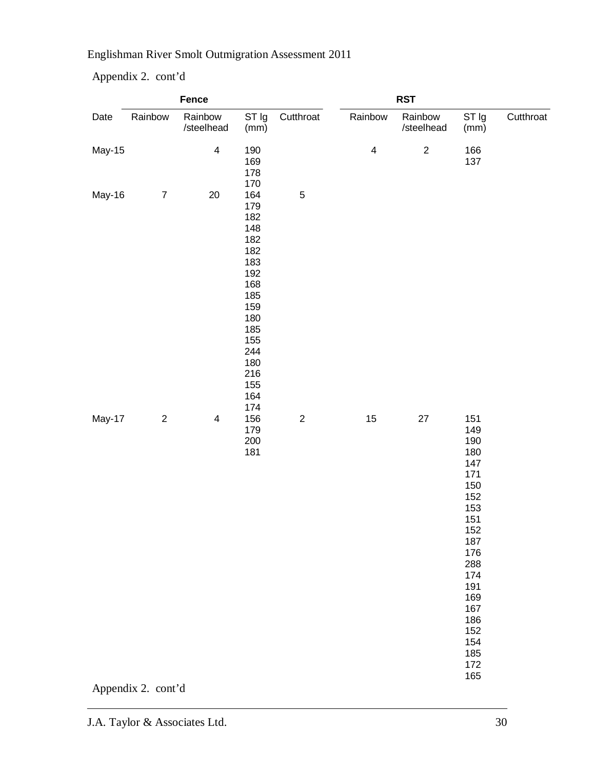Appendix 2. cont'd

| | Fence | | | | RST | | | |
|---|---|---|---|---|---|---|---|---|
| Date | Rainbow | Rainbow /steelhead | ST lg (mm) | Cutthroat | Rainbow | Rainbow /steelhead | ST lg (mm) | Cutthroat |
| May-15 | | 4 | 190 | | 4 | 2 | 166 | |
| | | | 169 | | | | 137 | |
| | | | 178 | | | | | |
| | | | 170 | | | | | |
| May-16 | 7 | 20 | 164 | 5 | | | | |
| | | | 179 | | | | | |
| | | | 182 | | | | | |
| | | | 148 | | | | | |
| | | | 182 | | | | | |
| | | | 182 | | | | | |
| | | | 183 | | | | | |
| | | | 192 | | | | | |
| | | | 168 | | | | | |
| | | | 185 | | | | | |
| | | | 159 | | | | | |
| | | | 180 | | | | | |
| | | | 185 | | | | | |
| | | | 155 | | | | | |
| | | | 244 | | | | | |
| | | | 180 | | | | | |
| | | | 216 | | | | | |
| | | | 155 | | | | | |
| | | | 164 | | | | | |
| | | | 174 | | | | | |
| May-17 | 2 | 4 | 156 | 2 | 15 | 27 | 151 | |
| | | | 179 | | | | 149 | |
| | | | 200 | | | | 190 | |
| | | | 181 | | | | 180 | |
| | | | | | | | 147 | |
| | | | | | | | 171 | |
| | | | | | | | 150 | |
| | | | | | | | 152 | |
| | | | | | | | 153 | |
| | | | | | | | 151 | |
| | | | | | | | 152 | |
| | | | | | | | 187 | |
| | | | | | | | 176 | |
| | | | | | | | 288 | |
| | | | | | | | 174 | |
| | | | | | | | 191 | |
| | | | | | | | 169 | |
| | | | | | | | 167 | |
| | | | | | | | 186 | |
| | | | | | | | 152 | |
| | | | | | | | 154 | |
| | | | | | | | 185 | |
| | | | | | | | 172 | |
| | | | | | | | 165 | |

Appendix 2. cont'd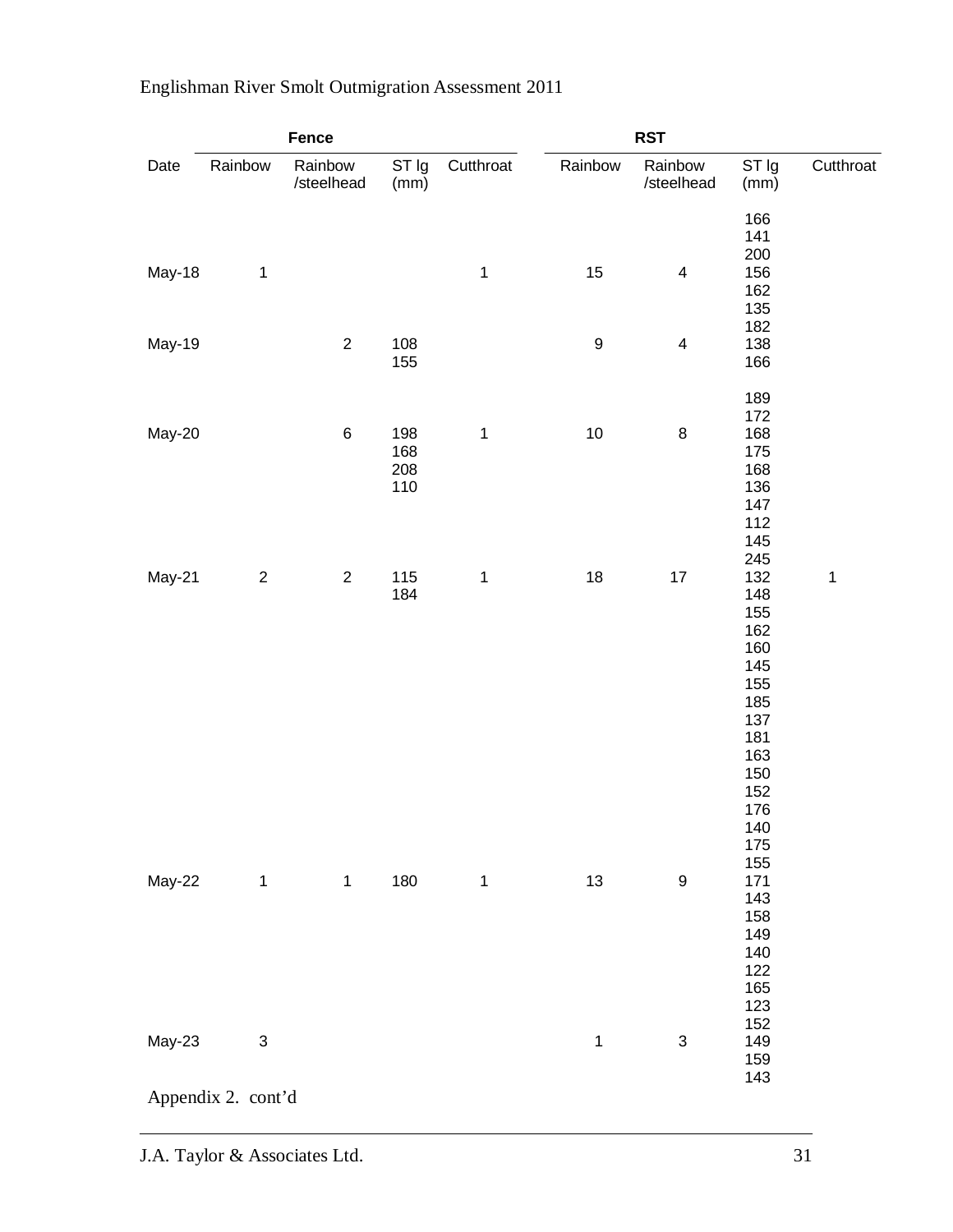| Date | Fence | | | | RST | | | |
|---|---|---|---|---|---|---|---|---|
| | Rainbow | Rainbow /steelhead | ST lg (mm) | Cutthroat | Rainbow | Rainbow /steelhead | ST lg (mm) | Cutthroat |
| May-18 | 1 | | | 1 | 15 | 4 | 166, 141, 200, 156, 162, 135, 182 | |
| May-19 | | 2 | 108, 155 | | 9 | 4 | 138, 166 | |
| May-20 | | 6 | 198, 168, 208, 110 | 1 | 10 | 8 | 189, 172, 168, 175, 168, 136, 147, 112, 145 | |
| May-21 | 2 | 2 | 115, 184 | 1 | 18 | 17 | 245, 132, 148, 155, 162, 160, 145, 155, 185, 137, 181, 163, 150, 152, 176, 140, 175, 155 | 1 |
| May-22 | 1 | 1 | 180 | 1 | 13 | 9 | 171, 143, 158, 149, 140, 122, 165, 123, 152 | |
| May-23 | 3 | | | | 1 | 3 | 149, 159, 143 | |

Appendix 2. cont'd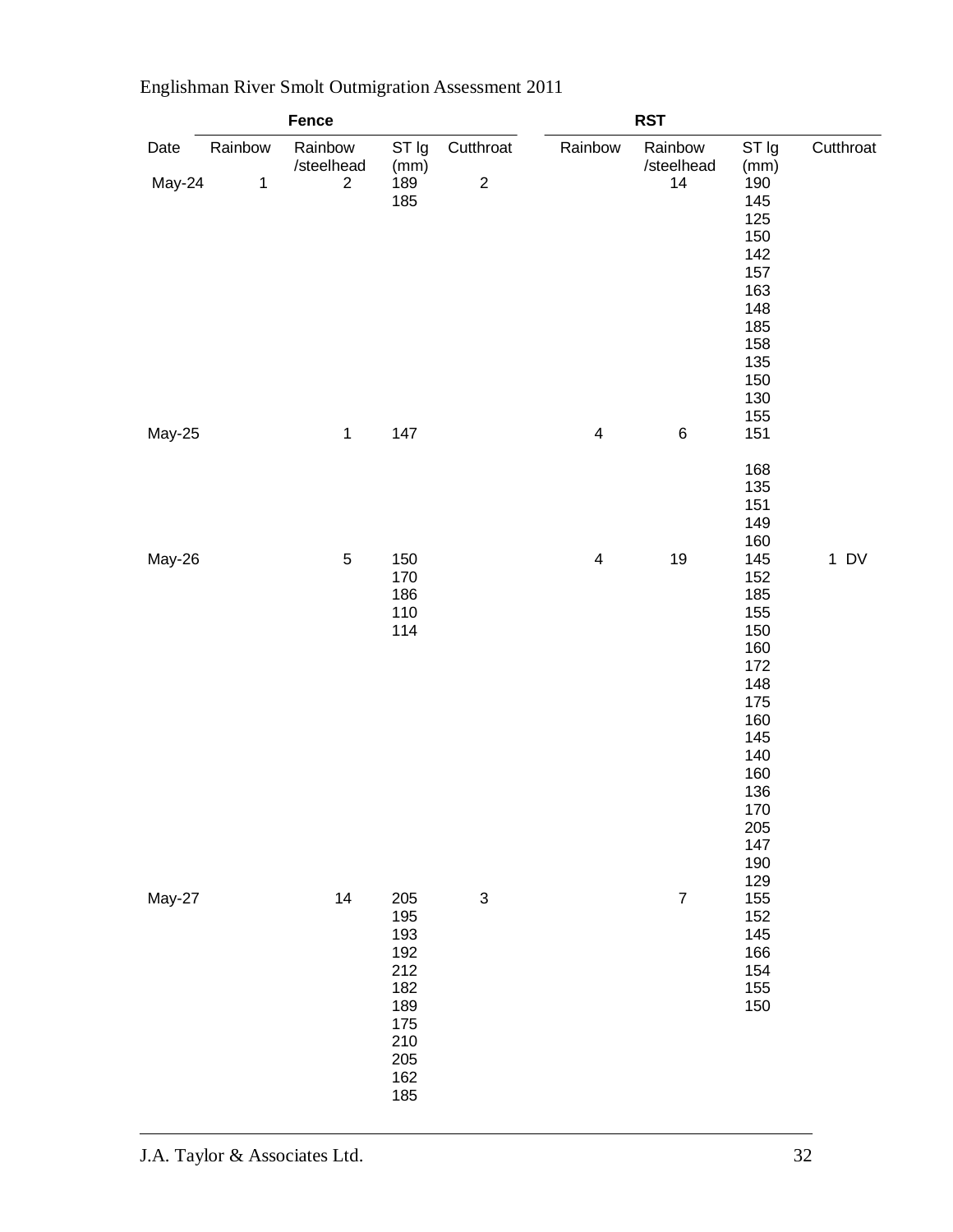| | Fence | | | | RST | | | |
|---|---|---|---|---|---|---|---|---|
| Date | Rainbow | Rainbow /steelhead | ST lg (mm) | Cutthroat | Rainbow | Rainbow /steelhead | ST lg (mm) | Cutthroat |
| May-24 | 1 | 2 | 189 | 2 | | 14 | 190 | |
| | | | 185 | | | | 145 | |
| | | | | | | | 125 | |
| | | | | | | | 150 | |
| | | | | | | | 142 | |
| | | | | | | | 157 | |
| | | | | | | | 163 | |
| | | | | | | | 148 | |
| | | | | | | | 185 | |
| | | | | | | | 158 | |
| | | | | | | | 135 | |
| | | | | | | | 150 | |
| | | | | | | | 130 | |
| | | | | | | | 155 | |
| May-25 | | 1 | 147 | | 4 | 6 | 151 | |
| | | | | | | | 168 | |
| | | | | | | | 135 | |
| | | | | | | | 151 | |
| | | | | | | | 149 | |
| | | | | | | | 160 | |
| May-26 | | 5 | 150 | | 4 | 19 | 145 | 1 DV |
| | | | 170 | | | | 152 | |
| | | | 186 | | | | 185 | |
| | | | 110 | | | | 155 | |
| | | | 114 | | | | 150 | |
| | | | | | | | 160 | |
| | | | | | | | 172 | |
| | | | | | | | 148 | |
| | | | | | | | 175 | |
| | | | | | | | 160 | |
| | | | | | | | 145 | |
| | | | | | | | 140 | |
| | | | | | | | 160 | |
| | | | | | | | 136 | |
| | | | | | | | 170 | |
| | | | | | | | 205 | |
| | | | | | | | 147 | |
| | | | | | | | 190 | |
| | | | | | | | 129 | |
| May-27 | | 14 | 205 | 3 | | 7 | 155 | |
| | | | 195 | | | | 152 | |
| | | | 193 | | | | 145 | |
| | | | 192 | | | | 166 | |
| | | | 212 | | | | 154 | |
| | | | 182 | | | | 155 | |
| | | | 189 | | | | 150 | |
| | | | 175 | | | | | |
| | | | 210 | | | | | |
| | | | 205 | | | | | |
| | | | 162 | | | | | |
| | | | 185 | | | | | |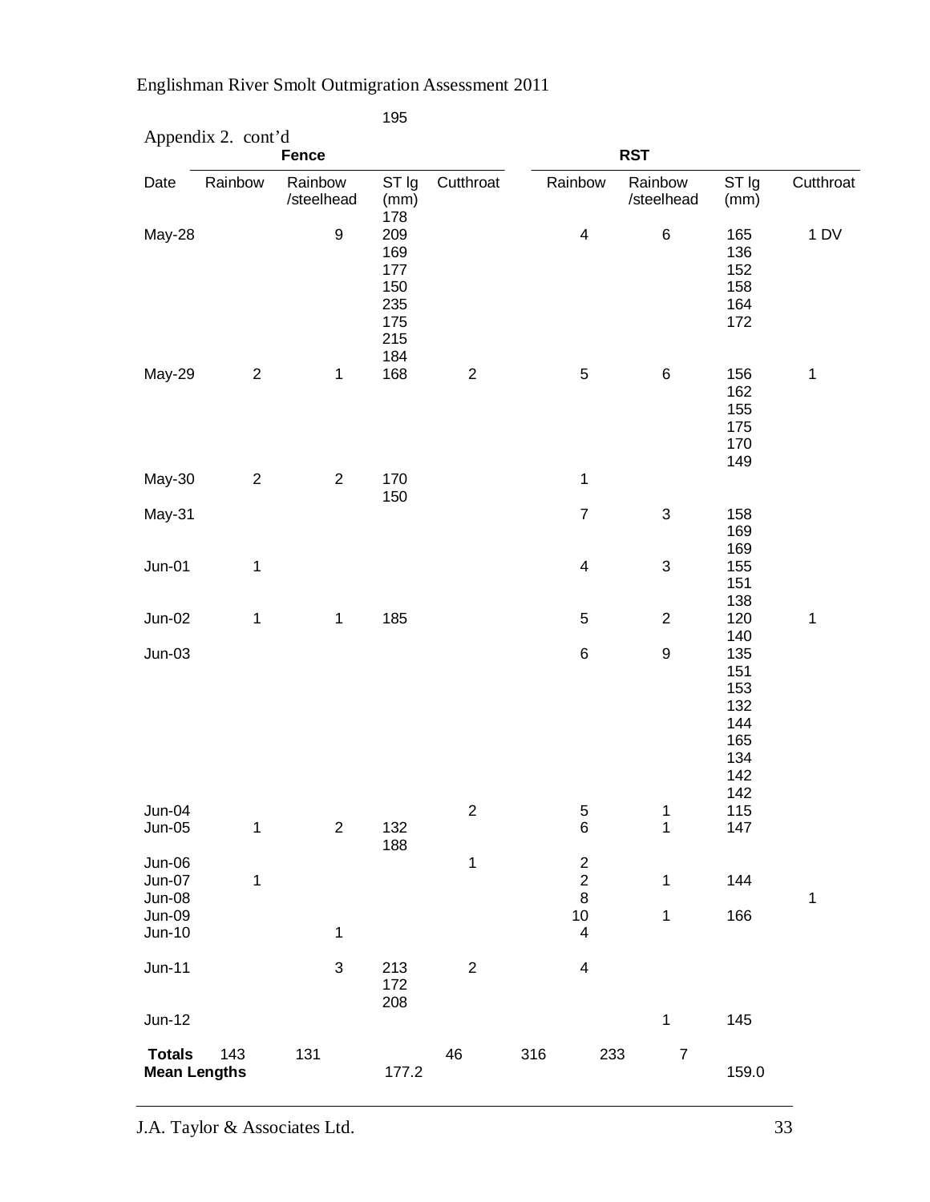Appendix 2. cont'd

| Date | Fence | | | | RST | | | |
|---|---|---|---|---|---|---|---|---|
| | Rainbow | Rainbow /steelhead | ST lg (mm) | Cutthroat | Rainbow | Rainbow /steelhead | ST lg (mm) | Cutthroat |
| | | | 195 | | | | | |
| May-28 | | 9 | 178<br>209<br>169<br>177<br>150<br>235<br>175<br>215<br>184 | | 4 | 6 | 165<br>136<br>152<br>158<br>164<br>172 | 1 DV |
| May-29 | 2 | 1 | 168 | 2 | 5 | 6 | 156<br>162<br>155<br>175<br>170<br>149 | 1 |
| May-30 | 2 | 2 | 170<br>150 | | 1 | | | |
| May-31 | | | | | 7 | 3 | 158<br>169<br>169 | |
| Jun-01 | 1 | | | | 4 | 3 | 155<br>151<br>138 | |
| Jun-02 | 1 | 1 | 185 | | 5 | 2 | 120<br>140 | 1 |
| Jun-03 | | | | | 6 | 9 | 135<br>151<br>153<br>132<br>144<br>165<br>134<br>142<br>142 | |
| Jun-04 | | | | 2 | 5 | 1 | 115 | |
| Jun-05 | 1 | 2 | 132<br>188 | | 6 | 1 | 147 | |
| Jun-06 | | | | 1 | 2 | | | |
| Jun-07 | 1 | | | | 2 | 1 | 144 | |
| Jun-08 | | | | | 8 | | | 1 |
| Jun-09 | | | | | 10 | 1 | 166 | |
| Jun-10 | | 1 | | | 4 | | | |
| Jun-11 | | 3 | 213<br>172<br>208 | 2 | 4 | | | |
| Jun-12 | | | | | | 1 | 145 | |
| **Totals** | 143 | 131 | | 46 | 316 | 233 | | 7 |
| **Mean Lengths** | | | 177.2 | | | | 159.0 | |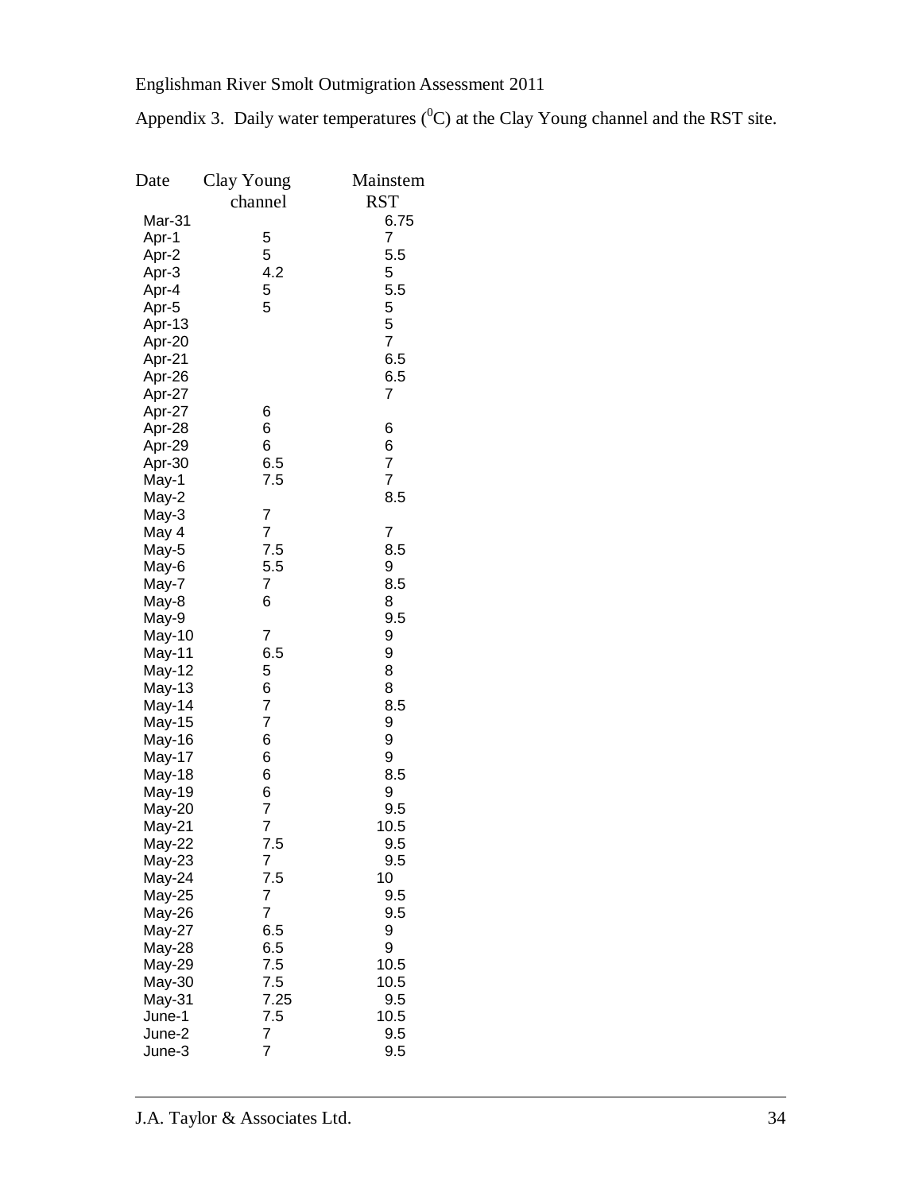Appendix 3. Daily water temperatures ($^{0}$C) at the Clay Young channel and the RST site.

| Date | Clay Young channel | Mainstem RST |
|---|---|---|
| Mar-31 | | 6.75 |
| Apr-1 | 5 | 7 |
| Apr-2 | 5 | 5.5 |
| Apr-3 | 4.2 | 5 |
| Apr-4 | 5 | 5.5 |
| Apr-5 | 5 | 5 |
| Apr-13 | | 5 |
| Apr-20 | | 7 |
| Apr-21 | | 6.5 |
| Apr-26 | | 6.5 |
| Apr-27 | | 7 |
| Apr-27 | 6 | |
| Apr-28 | 6 | 6 |
| Apr-29 | 6 | 6 |
| Apr-30 | 6.5 | 7 |
| May-1 | 7.5 | 7 |
| May-2 | | 8.5 |
| May-3 | 7 | |
| May 4 | 7 | 7 |
| May-5 | 7.5 | 8.5 |
| May-6 | 5.5 | 9 |
| May-7 | 7 | 8.5 |
| May-8 | 6 | 8 |
| May-9 | | 9.5 |
| May-10 | 7 | 9 |
| May-11 | 6.5 | 9 |
| May-12 | 5 | 8 |
| May-13 | 6 | 8 |
| May-14 | 7 | 8.5 |
| May-15 | 7 | 9 |
| May-16 | 6 | 9 |
| May-17 | 6 | 9 |
| May-18 | 6 | 8.5 |
| May-19 | 6 | 9 |
| May-20 | 7 | 9.5 |
| May-21 | 7 | 10.5 |
| May-22 | 7.5 | 9.5 |
| May-23 | 7 | 9.5 |
| May-24 | 7.5 | 10 |
| May-25 | 7 | 9.5 |
| May-26 | 7 | 9.5 |
| May-27 | 6.5 | 9 |
| May-28 | 6.5 | 9 |
| May-29 | 7.5 | 10.5 |
| May-30 | 7.5 | 10.5 |
| May-31 | 7.25 | 9.5 |
| June-1 | 7.5 | 10.5 |
| June-2 | 7 | 9.5 |
| June-3 | 7 | 9.5 |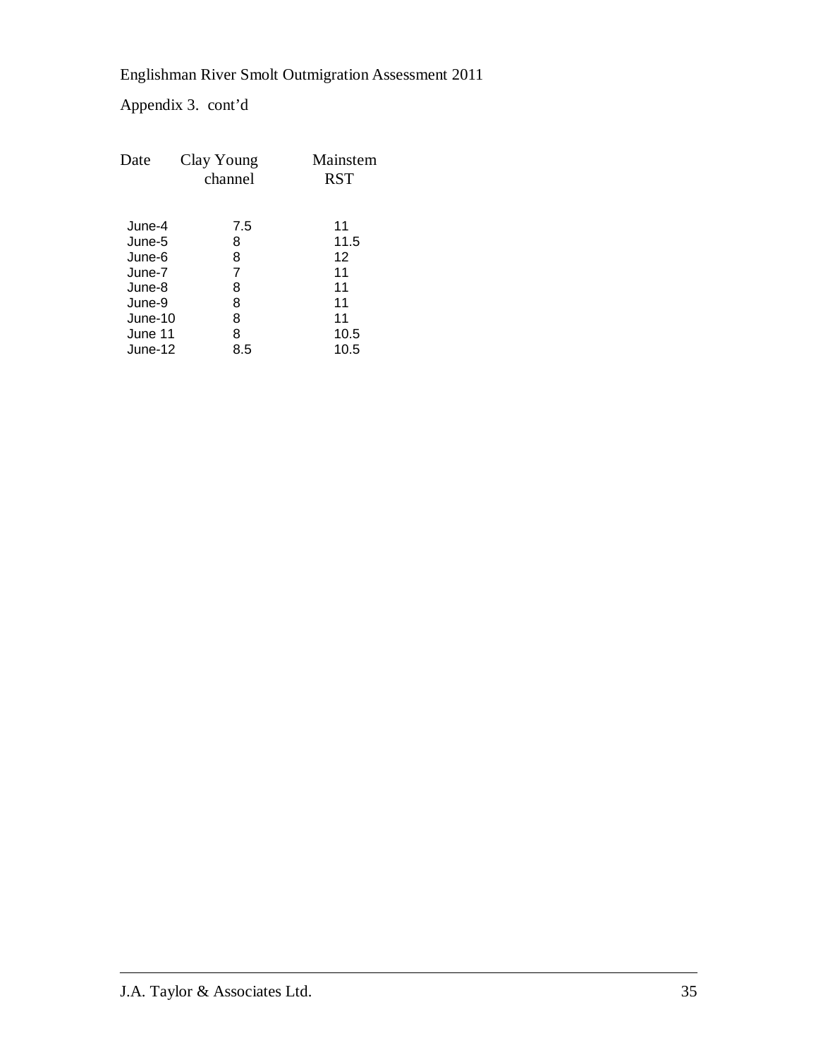Appendix 3. cont'd

| Date | Clay Young channel | Mainstem RST |
|---|---|---|
| June-4 | 7.5 | 11 |
| June-5 | 8 | 11.5 |
| June-6 | 8 | 12 |
| June-7 | 7 | 11 |
| June-8 | 8 | 11 |
| June-9 | 8 | 11 |
| June-10 | 8 | 11 |
| June 11 | 8 | 10.5 |
| June-12 | 8.5 | 10.5 |